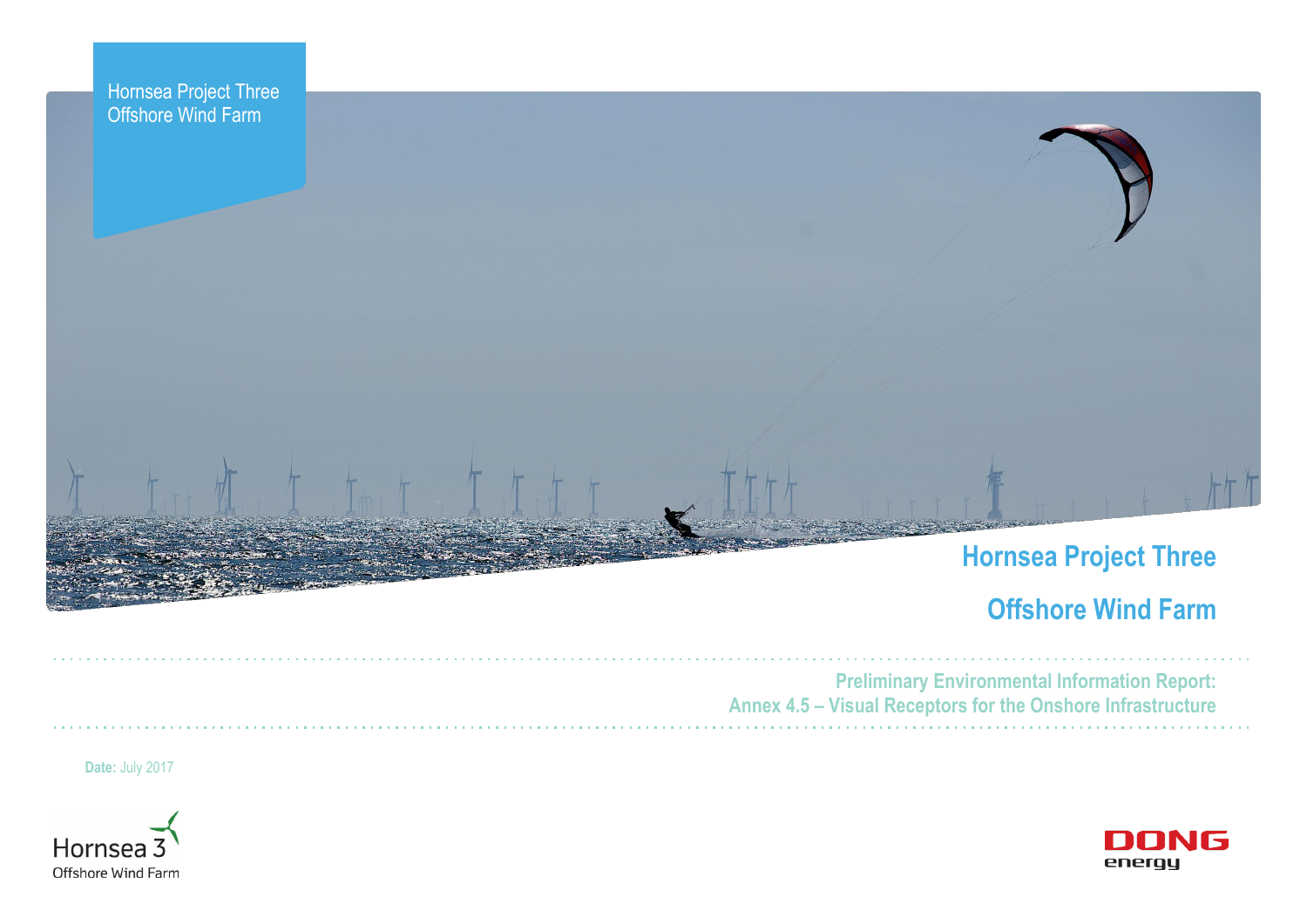Hornsea Project Three
Offshore Wind Farm

# Hornsea Project Three

# Offshore Wind Farm

## Preliminary Environmental Information Report: Annex 4.5 – Visual Receptors for the Onshore Infrastructure

**Date:** July 2017

Hornsea 3
Offshore Wind Farm

DONG energy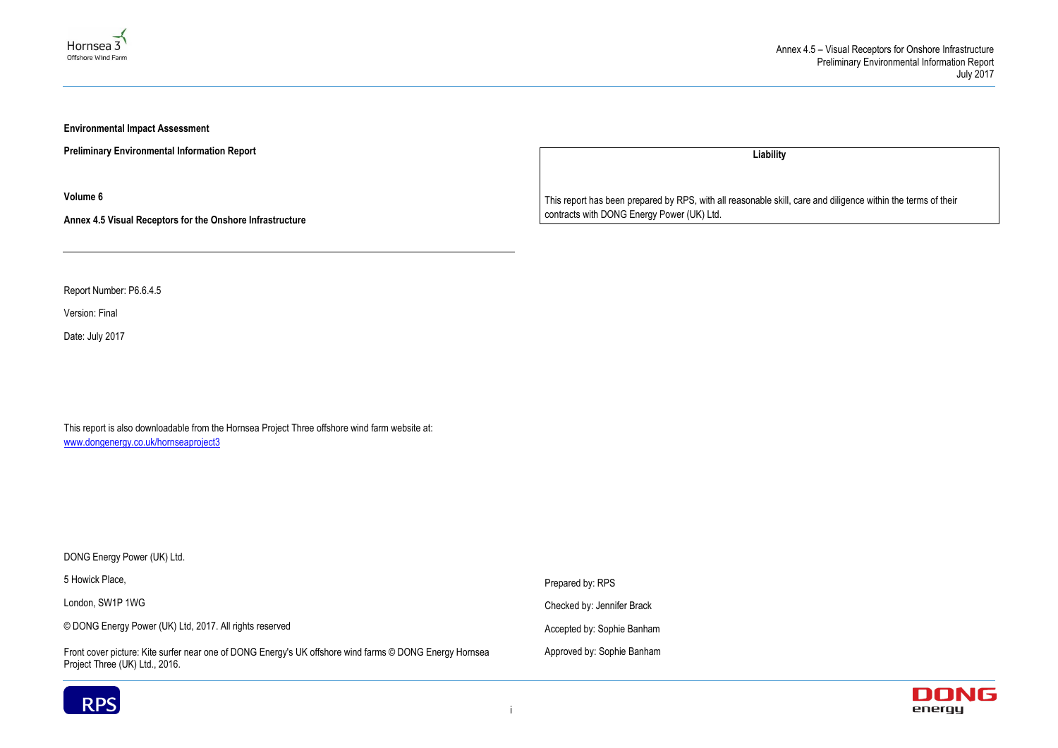**Environmental Impact Assessment**

**Preliminary Environmental Information Report**

**Volume 6**

**Annex 4.5 Visual Receptors for the Onshore Infrastructure**

Report Number: P6.6.4.5

Version: Final

Date: July 2017

This report is also downloadable from the Hornsea Project Three offshore wind farm website at:
www.dongenergy.co.uk/hornseaproject3

DONG Energy Power (UK) Ltd.

5 Howick Place,

London, SW1P 1WG

© DONG Energy Power (UK) Ltd, 2017. All rights reserved

Front cover picture: Kite surfer near one of DONG Energy's UK offshore wind farms © DONG Energy Hornsea Project Three (UK) Ltd., 2016.

| **Liability** |
|---|
| This report has been prepared by RPS, with all reasonable skill, care and diligence within the terms of their contracts with DONG Energy Power (UK) Ltd. |

Prepared by: RPS

Checked by: Jennifer Brack

Accepted by: Sophie Banham

Approved by: Sophie Banham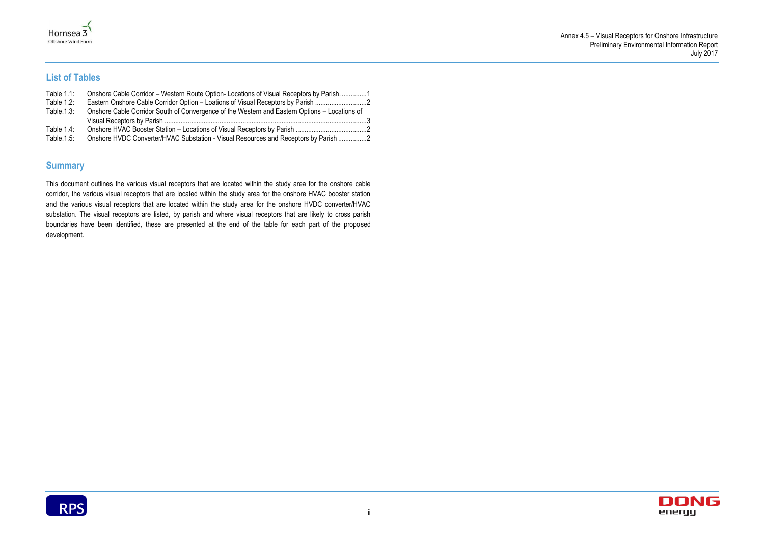## List of Tables

Table 1.1: Onshore Cable Corridor – Western Route Option- Locations of Visual Receptors by Parish. ..............1
Table 1.2: Eastern Onshore Cable Corridor Option – Loations of Visual Receptors by Parish .............................2
Table.1.3: Onshore Cable Corridor South of Convergence of the Western and Eastern Options – Locations of Visual Receptors by Parish ..................................................................................................................3
Table 1.4: Onshore HVAC Booster Station – Locations of Visual Receptors by Parish ........................................2
Table.1.5: Onshore HVDC Converter/HVAC Substation - Visual Resources and Receptors by Parish ................2

## Summary

This document outlines the various visual receptors that are located within the study area for the onshore cable corridor, the various visual receptors that are located within the study area for the onshore HVAC booster station and the various visual receptors that are located within the study area for the onshore HVDC converter/HVAC substation. The visual receptors are listed, by parish and where visual receptors that are likely to cross parish boundaries have been identified, these are presented at the end of the table for each part of the proposed development.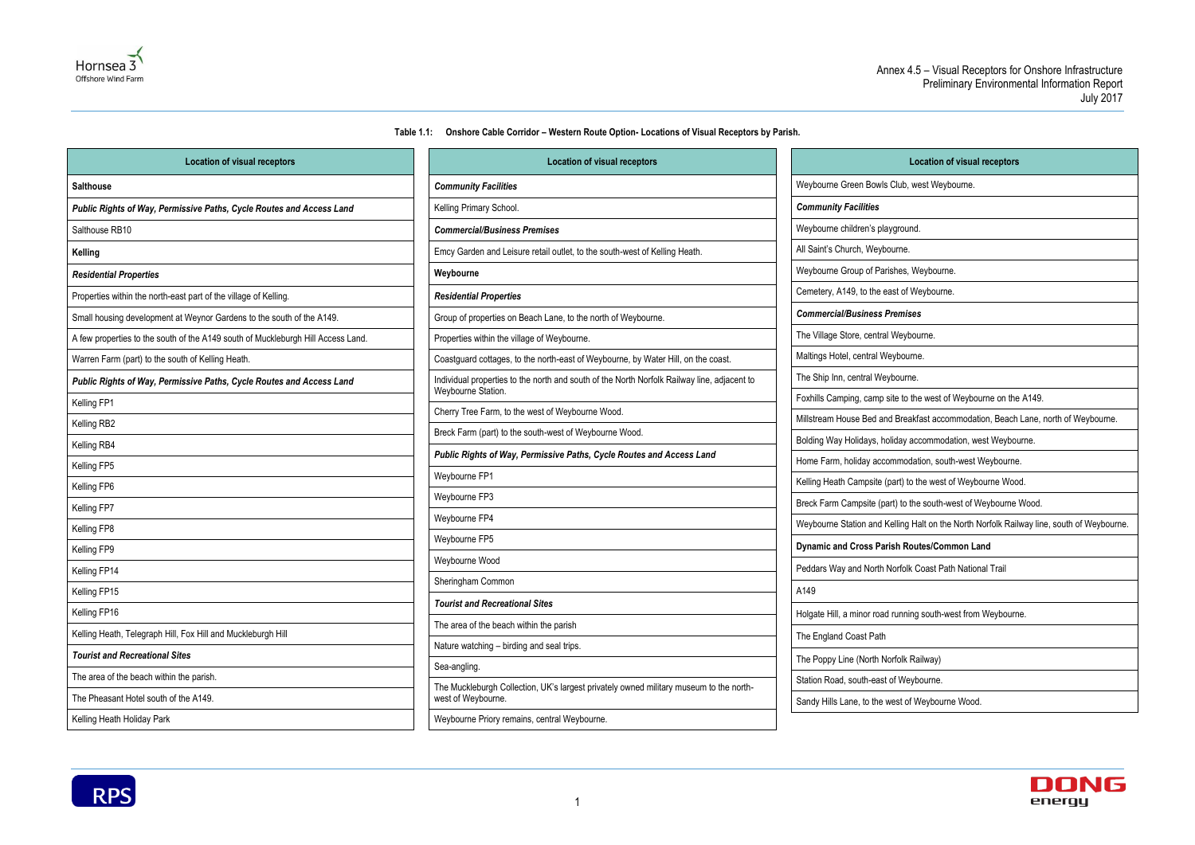**Table 1.1: Onshore Cable Corridor – Western Route Option- Locations of Visual Receptors by Parish.**

| Location of visual receptors |
|---|
| **Salthouse** |
| ***Public Rights of Way, Permissive Paths, Cycle Routes and Access Land*** |
| Salthouse RB10 |
| **Kelling** |
| ***Residential Properties*** |
| Properties within the north-east part of the village of Kelling. |
| Small housing development at Weynor Gardens to the south of the A149. |
| A few properties to the south of the A149 south of Muckleburgh Hill Access Land. |
| Warren Farm (part) to the south of Kelling Heath. |
| ***Public Rights of Way, Permissive Paths, Cycle Routes and Access Land*** |
| Kelling FP1 |
| Kelling RB2 |
| Kelling RB4 |
| Kelling FP5 |
| Kelling FP6 |
| Kelling FP7 |
| Kelling FP8 |
| Kelling FP9 |
| Kelling FP14 |
| Kelling FP15 |
| Kelling FP16 |
| Kelling Heath, Telegraph Hill, Fox Hill and Muckleburgh Hill |
| ***Tourist and Recreational Sites*** |
| The area of the beach within the parish. |
| The Pheasant Hotel south of the A149. |
| Kelling Heath Holiday Park |
| ***Community Facilities*** |
| Kelling Primary School. |
| ***Commercial/Business Premises*** |
| Emcy Garden and Leisure retail outlet, to the south-west of Kelling Heath. |
| **Weybourne** |
| ***Residential Properties*** |
| Group of properties on Beach Lane, to the north of Weybourne. |
| Properties within the village of Weybourne. |
| Coastguard cottages, to the north-east of Weybourne, by Water Hill, on the coast. |
| Individual properties to the north and south of the North Norfolk Railway line, adjacent to Weybourne Station. |
| Cherry Tree Farm, to the west of Weybourne Wood. |
| Breck Farm (part) to the south-west of Weybourne Wood. |
| ***Public Rights of Way, Permissive Paths, Cycle Routes and Access Land*** |
| Weybourne FP1 |
| Weybourne FP3 |
| Weybourne FP4 |
| Weybourne FP5 |
| Weybourne Wood |
| Sheringham Common |
| ***Tourist and Recreational Sites*** |
| The area of the beach within the parish |
| Nature watching – birding and seal trips. |
| Sea-angling. |
| The Muckleburgh Collection, UK's largest privately owned military museum to the north-west of Weybourne. |
| Weybourne Priory remains, central Weybourne. |
| Weybourne Green Bowls Club, west Weybourne. |
| ***Community Facilities*** |
| Weybourne children's playground. |
| All Saint's Church, Weybourne. |
| Weybourne Group of Parishes, Weybourne. |
| Cemetery, A149, to the east of Weybourne. |
| ***Commercial/Business Premises*** |
| The Village Store, central Weybourne. |
| Maltings Hotel, central Weybourne. |
| The Ship Inn, central Weybourne. |
| Foxhills Camping, camp site to the west of Weybourne on the A149. |
| Millstream House Bed and Breakfast accommodation, Beach Lane, north of Weybourne. |
| Bolding Way Holidays, holiday accommodation, west Weybourne. |
| Home Farm, holiday accommodation, south-west Weybourne. |
| Kelling Heath Campsite (part) to the west of Weybourne Wood. |
| Breck Farm Campsite (part) to the south-west of Weybourne Wood. |
| Weybourne Station and Kelling Halt on the North Norfolk Railway line, south of Weybourne. |
| **Dynamic and Cross Parish Routes/Common Land** |
| Peddars Way and North Norfolk Coast Path National Trail |
| A149 |
| Holgate Hill, a minor road running south-west from Weybourne. |
| The England Coast Path |
| The Poppy Line (North Norfolk Railway) |
| Station Road, south-east of Weybourne. |
| Sandy Hills Lane, to the west of Weybourne Wood. |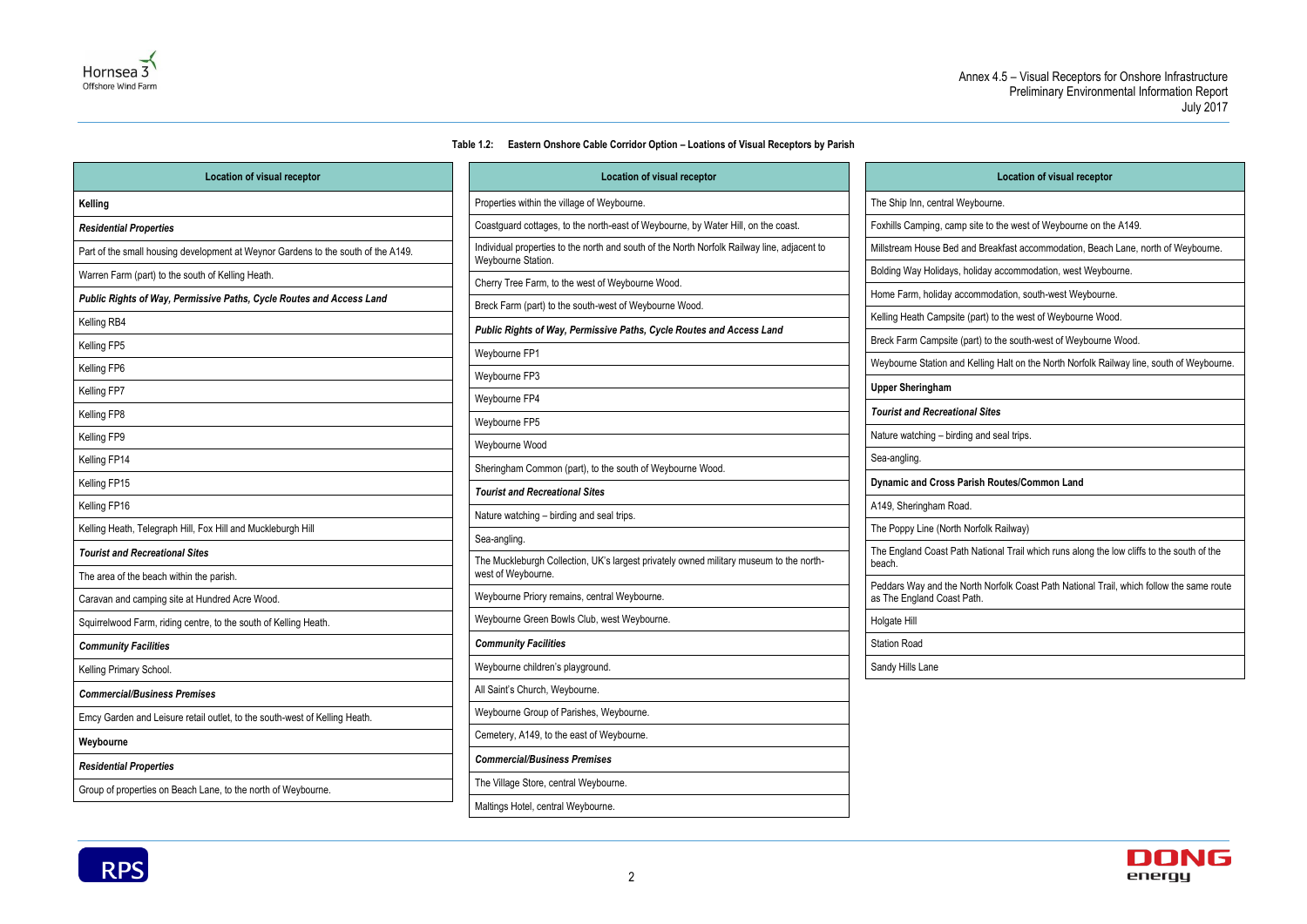**Table 1.2: Eastern Onshore Cable Corridor Option – Loations of Visual Receptors by Parish**

| Location of visual receptor |
| --- |
| **Kelling** |
| ***Residential Properties*** |
| Part of the small housing development at Weynor Gardens to the south of the A149. |
| Warren Farm (part) to the south of Kelling Heath. |
| ***Public Rights of Way, Permissive Paths, Cycle Routes and Access Land*** |
| Kelling RB4 |
| Kelling FP5 |
| Kelling FP6 |
| Kelling FP7 |
| Kelling FP8 |
| Kelling FP9 |
| Kelling FP14 |
| Kelling FP15 |
| Kelling FP16 |
| Kelling Heath, Telegraph Hill, Fox Hill and Muckleburgh Hill |
| ***Tourist and Recreational Sites*** |
| The area of the beach within the parish. |
| Caravan and camping site at Hundred Acre Wood. |
| Squirrelwood Farm, riding centre, to the south of Kelling Heath. |
| ***Community Facilities*** |
| Kelling Primary School. |
| ***Commercial/Business Premises*** |
| Emcy Garden and Leisure retail outlet, to the south-west of Kelling Heath. |
| **Weybourne** |
| ***Residential Properties*** |
| Group of properties on Beach Lane, to the north of Weybourne. |
| Properties within the village of Weybourne. |
| Coastguard cottages, to the north-east of Weybourne, by Water Hill, on the coast. |
| Individual properties to the north and south of the North Norfolk Railway line, adjacent to Weybourne Station. |
| Cherry Tree Farm, to the west of Weybourne Wood. |
| Breck Farm (part) to the south-west of Weybourne Wood. |
| ***Public Rights of Way, Permissive Paths, Cycle Routes and Access Land*** |
| Weybourne FP1 |
| Weybourne FP3 |
| Weybourne FP4 |
| Weybourne FP5 |
| Weybourne Wood |
| Sheringham Common (part), to the south of Weybourne Wood. |
| ***Tourist and Recreational Sites*** |
| Nature watching – birding and seal trips. |
| Sea-angling. |
| The Muckleburgh Collection, UK's largest privately owned military museum to the north-west of Weybourne. |
| Weybourne Priory remains, central Weybourne. |
| Weybourne Green Bowls Club, west Weybourne. |
| ***Community Facilities*** |
| Weybourne children's playground. |
| All Saint's Church, Weybourne. |
| Weybourne Group of Parishes, Weybourne. |
| Cemetery, A149, to the east of Weybourne. |
| ***Commercial/Business Premises*** |
| The Village Store, central Weybourne. |
| Maltings Hotel, central Weybourne. |
| The Ship Inn, central Weybourne. |
| Foxhills Camping, camp site to the west of Weybourne on the A149. |
| Millstream House Bed and Breakfast accommodation, Beach Lane, north of Weybourne. |
| Bolding Way Holidays, holiday accommodation, west Weybourne. |
| Home Farm, holiday accommodation, south-west Weybourne. |
| Kelling Heath Campsite (part) to the west of Weybourne Wood. |
| Breck Farm Campsite (part) to the south-west of Weybourne Wood. |
| Weybourne Station and Kelling Halt on the North Norfolk Railway line, south of Weybourne. |
| **Upper Sheringham** |
| ***Tourist and Recreational Sites*** |
| Nature watching – birding and seal trips. |
| Sea-angling. |
| **Dynamic and Cross Parish Routes/Common Land** |
| A149, Sheringham Road. |
| The Poppy Line (North Norfolk Railway) |
| The England Coast Path National Trail which runs along the low cliffs to the south of the beach. |
| Peddars Way and the North Norfolk Coast Path National Trail, which follow the same route as The England Coast Path. |
| Holgate Hill |
| Station Road |
| Sandy Hills Lane |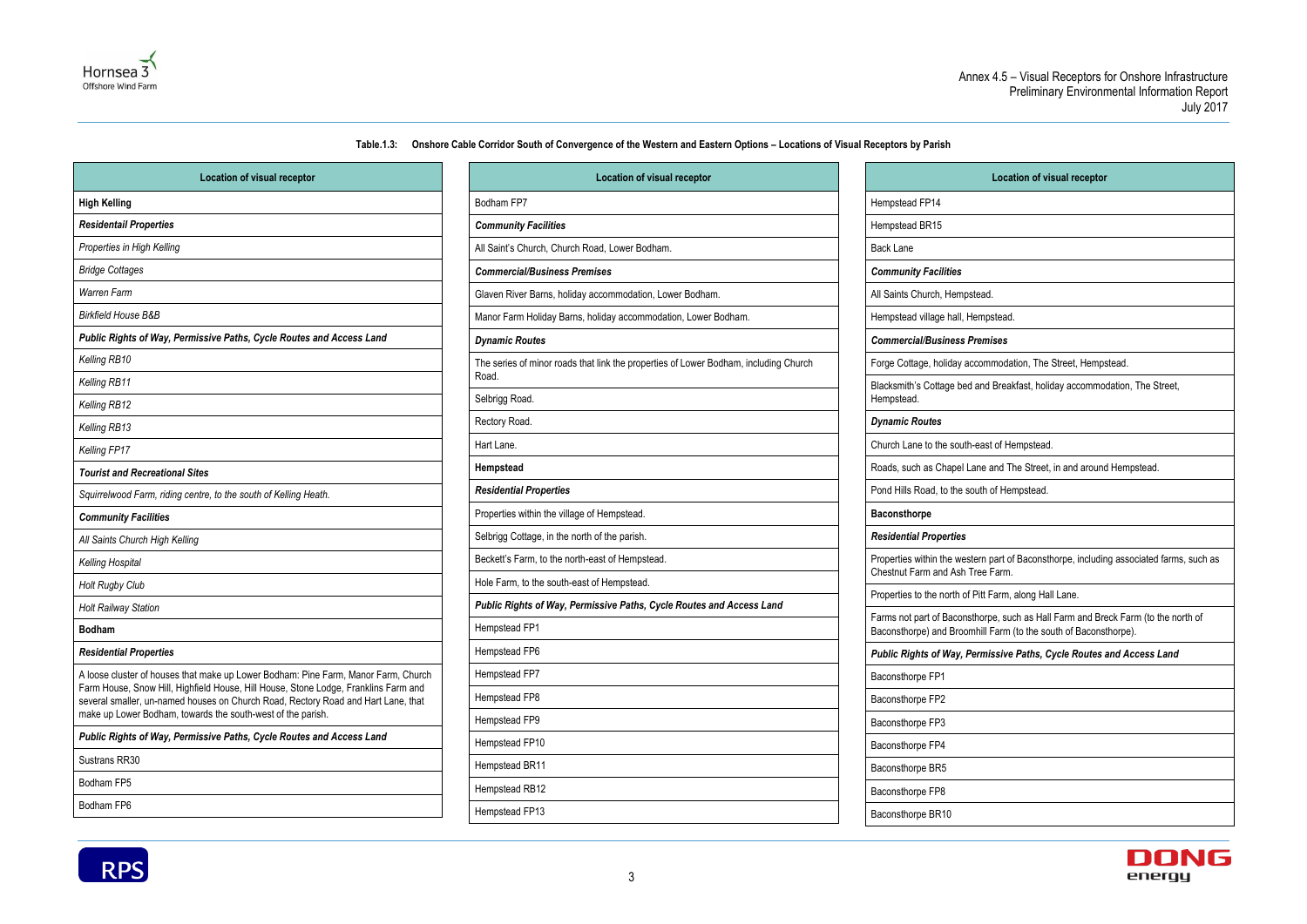**Table.1.3: Onshore Cable Corridor South of Convergence of the Western and Eastern Options – Locations of Visual Receptors by Parish**

| Location of visual receptor |
|---|
| **High Kelling** |
| ***Residentail Properties*** |
| *Properties in High Kelling* |
| *Bridge Cottages* |
| *Warren Farm* |
| *Birkfield House B&B* |
| ***Public Rights of Way, Permissive Paths, Cycle Routes and Access Land*** |
| *Kelling RB10* |
| *Kelling RB11* |
| *Kelling RB12* |
| *Kelling RB13* |
| *Kelling FP17* |
| ***Tourist and Recreational Sites*** |
| *Squirrelwood Farm, riding centre, to the south of Kelling Heath.* |
| ***Community Facilities*** |
| *All Saints Church High Kelling* |
| *Kelling Hospital* |
| *Holt Rugby Club* |
| *Holt Railway Station* |
| **Bodham** |
| ***Residential Properties*** |
| A loose cluster of houses that make up Lower Bodham: Pine Farm, Manor Farm, Church Farm House, Snow Hill, Highfield House, Hill House, Stone Lodge, Franklins Farm and several smaller, un-named houses on Church Road, Rectory Road and Hart Lane, that make up Lower Bodham, towards the south-west of the parish. |
| ***Public Rights of Way, Permissive Paths, Cycle Routes and Access Land*** |
| Sustrans RR30 |
| Bodham FP5 |
| Bodham FP6 |
| Bodham FP7 |
| ***Community Facilities*** |
| All Saint's Church, Church Road, Lower Bodham. |
| ***Commercial/Business Premises*** |
| Glaven River Barns, holiday accommodation, Lower Bodham. |
| Manor Farm Holiday Barns, holiday accommodation, Lower Bodham. |
| ***Dynamic Routes*** |
| The series of minor roads that link the properties of Lower Bodham, including Church Road. |
| Selbrigg Road. |
| Rectory Road. |
| Hart Lane. |
| **Hempstead** |
| ***Residential Properties*** |
| Properties within the village of Hempstead. |
| Selbrigg Cottage, in the north of the parish. |
| Beckett's Farm, to the north-east of Hempstead. |
| Hole Farm, to the south-east of Hempstead. |
| ***Public Rights of Way, Permissive Paths, Cycle Routes and Access Land*** |
| Hempstead FP1 |
| Hempstead FP6 |
| Hempstead FP7 |
| Hempstead FP8 |
| Hempstead FP9 |
| Hempstead FP10 |
| Hempstead BR11 |
| Hempstead RB12 |
| Hempstead FP13 |
| Hempstead FP14 |
| Hempstead BR15 |
| Back Lane |
| ***Community Facilities*** |
| All Saints Church, Hempstead. |
| Hempstead village hall, Hempstead. |
| ***Commercial/Business Premises*** |
| Forge Cottage, holiday accommodation, The Street, Hempstead. |
| Blacksmith's Cottage bed and Breakfast, holiday accommodation, The Street, Hempstead. |
| ***Dynamic Routes*** |
| Church Lane to the south-east of Hempstead. |
| Roads, such as Chapel Lane and The Street, in and around Hempstead. |
| Pond Hills Road, to the south of Hempstead. |
| **Baconsthorpe** |
| ***Residential Properties*** |
| Properties within the western part of Baconsthorpe, including associated farms, such as Chestnut Farm and Ash Tree Farm. |
| Properties to the north of Pitt Farm, along Hall Lane. |
| Farms not part of Baconsthorpe, such as Hall Farm and Breck Farm (to the north of Baconsthorpe) and Broomhill Farm (to the south of Baconsthorpe). |
| ***Public Rights of Way, Permissive Paths, Cycle Routes and Access Land*** |
| Baconsthorpe FP1 |
| Baconsthorpe FP2 |
| Baconsthorpe FP3 |
| Baconsthorpe FP4 |
| Baconsthorpe BR5 |
| Baconsthorpe FP8 |
| Baconsthorpe BR10 |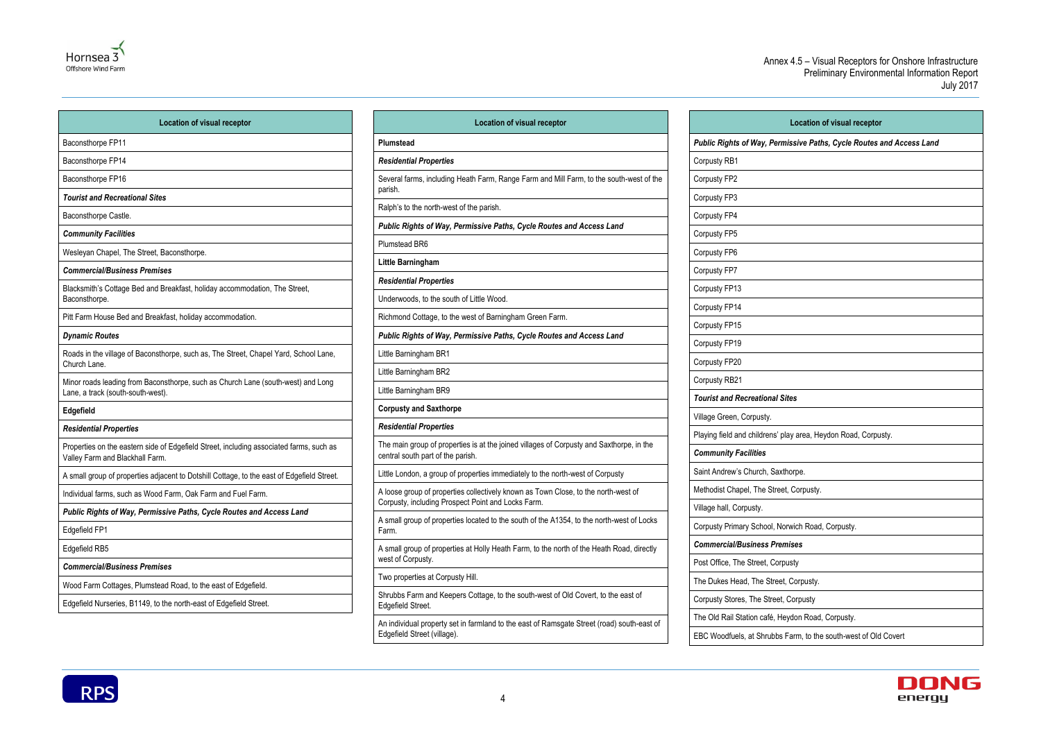| Location of visual receptor |
|---|
| Baconsthorpe FP11 |
| Baconsthorpe FP14 |
| Baconsthorpe FP16 |
| ***Tourist and Recreational Sites*** |
| Baconsthorpe Castle. |
| ***Community Facilities*** |
| Wesleyan Chapel, The Street, Baconsthorpe. |
| ***Commercial/Business Premises*** |
| Blacksmith's Cottage Bed and Breakfast, holiday accommodation, The Street, Baconsthorpe. |
| Pitt Farm House Bed and Breakfast, holiday accommodation. |
| ***Dynamic Routes*** |
| Roads in the village of Baconsthorpe, such as, The Street, Chapel Yard, School Lane, Church Lane. |
| Minor roads leading from Baconsthorpe, such as Church Lane (south-west) and Long Lane, a track (south-south-west). |
| **Edgefield** |
| ***Residential Properties*** |
| Properties on the eastern side of Edgefield Street, including associated farms, such as Valley Farm and Blackhall Farm. |
| A small group of properties adjacent to Dotshill Cottage, to the east of Edgefield Street. |
| Individual farms, such as Wood Farm, Oak Farm and Fuel Farm. |
| ***Public Rights of Way, Permissive Paths, Cycle Routes and Access Land*** |
| Edgefield FP1 |
| Edgefield RB5 |
| ***Commercial/Business Premises*** |
| Wood Farm Cottages, Plumstead Road, to the east of Edgefield. |
| Edgefield Nurseries, B1149, to the north-east of Edgefield Street. |

| Location of visual receptor |
|---|
| **Plumstead** |
| ***Residential Properties*** |
| Several farms, including Heath Farm, Range Farm and Mill Farm, to the south-west of the parish. |
| Ralph's to the north-west of the parish. |
| ***Public Rights of Way, Permissive Paths, Cycle Routes and Access Land*** |
| Plumstead BR6 |
| **Little Barningham** |
| ***Residential Properties*** |
| Underwoods, to the south of Little Wood. |
| Richmond Cottage, to the west of Barningham Green Farm. |
| ***Public Rights of Way, Permissive Paths, Cycle Routes and Access Land*** |
| Little Barningham BR1 |
| Little Barningham BR2 |
| Little Barningham BR9 |
| **Corpusty and Saxthorpe** |
| ***Residential Properties*** |
| The main group of properties is at the joined villages of Corpusty and Saxthorpe, in the central south part of the parish. |
| Little London, a group of properties immediately to the north-west of Corpusty |
| A loose group of properties collectively known as Town Close, to the north-west of Corpusty, including Prospect Point and Locks Farm. |
| A small group of properties located to the south of the A1354, to the north-west of Locks Farm. |
| A small group of properties at Holly Heath Farm, to the north of the Heath Road, directly west of Corpusty. |
| Two properties at Corpusty Hill. |
| Shrubbs Farm and Keepers Cottage, to the south-west of Old Covert, to the east of Edgefield Street. |
| An individual property set in farmland to the east of Ramsgate Street (road) south-east of Edgefield Street (village). |

| Location of visual receptor |
|---|
| ***Public Rights of Way, Permissive Paths, Cycle Routes and Access Land*** |
| Corpusty RB1 |
| Corpusty FP2 |
| Corpusty FP3 |
| Corpusty FP4 |
| Corpusty FP5 |
| Corpusty FP6 |
| Corpusty FP7 |
| Corpusty FP13 |
| Corpusty FP14 |
| Corpusty FP15 |
| Corpusty FP19 |
| Corpusty FP20 |
| Corpusty RB21 |
| ***Tourist and Recreational Sites*** |
| Village Green, Corpusty. |
| Playing field and childrens' play area, Heydon Road, Corpusty. |
| ***Community Facilities*** |
| Saint Andrew's Church, Saxthorpe. |
| Methodist Chapel, The Street, Corpusty. |
| Village hall, Corpusty. |
| Corpusty Primary School, Norwich Road, Corpusty. |
| ***Commercial/Business Premises*** |
| Post Office, The Street, Corpusty |
| The Dukes Head, The Street, Corpusty. |
| Corpusty Stores, The Street, Corpusty |
| The Old Rail Station café, Heydon Road, Corpusty. |
| EBC Woodfuels, at Shrubbs Farm, to the south-west of Old Covert |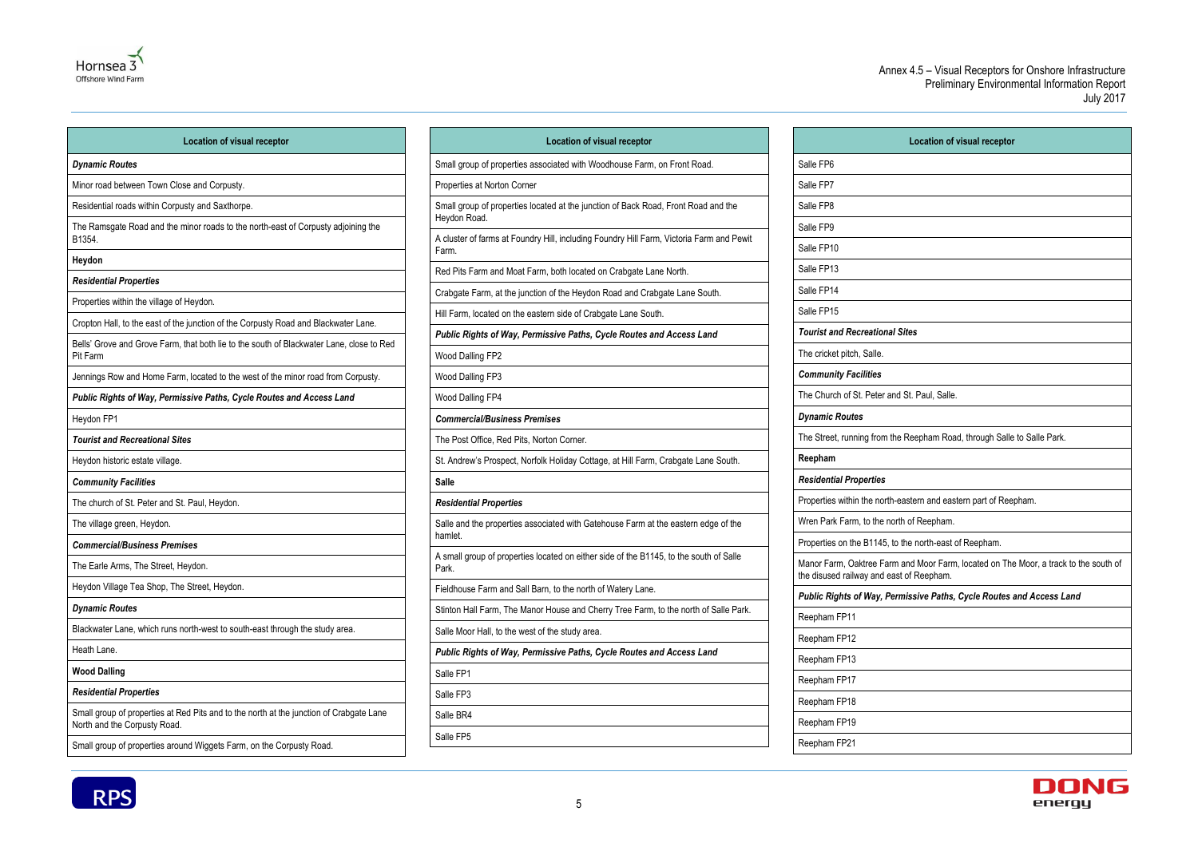| Location of visual receptor |
|---|
| ***Dynamic Routes*** |
| Minor road between Town Close and Corpusty. |
| Residential roads within Corpusty and Saxthorpe. |
| The Ramsgate Road and the minor roads to the north-east of Corpusty adjoining the B1354. |
| **Heydon** |
| ***Residential Properties*** |
| Properties within the village of Heydon. |
| Cropton Hall, to the east of the junction of the Corpusty Road and Blackwater Lane. |
| Bells' Grove and Grove Farm, that both lie to the south of Blackwater Lane, close to Red Pit Farm |
| Jennings Row and Home Farm, located to the west of the minor road from Corpusty. |
| ***Public Rights of Way, Permissive Paths, Cycle Routes and Access Land*** |
| Heydon FP1 |
| ***Tourist and Recreational Sites*** |
| Heydon historic estate village. |
| ***Community Facilities*** |
| The church of St. Peter and St. Paul, Heydon. |
| The village green, Heydon. |
| ***Commercial/Business Premises*** |
| The Earle Arms, The Street, Heydon. |
| Heydon Village Tea Shop, The Street, Heydon. |
| ***Dynamic Routes*** |
| Blackwater Lane, which runs north-west to south-east through the study area. |
| Heath Lane. |
| **Wood Dalling** |
| ***Residential Properties*** |
| Small group of properties at Red Pits and to the north at the junction of Crabgate Lane North and the Corpusty Road. |
| Small group of properties around Wiggets Farm, on the Corpusty Road. |

| Location of visual receptor |
|---|
| Small group of properties associated with Woodhouse Farm, on Front Road. |
| Properties at Norton Corner |
| Small group of properties located at the junction of Back Road, Front Road and the Heydon Road. |
| A cluster of farms at Foundry Hill, including Foundry Hill Farm, Victoria Farm and Pewit Farm. |
| Red Pits Farm and Moat Farm, both located on Crabgate Lane North. |
| Crabgate Farm, at the junction of the Heydon Road and Crabgate Lane South. |
| Hill Farm, located on the eastern side of Crabgate Lane South. |
| ***Public Rights of Way, Permissive Paths, Cycle Routes and Access Land*** |
| Wood Dalling FP2 |
| Wood Dalling FP3 |
| Wood Dalling FP4 |
| ***Commercial/Business Premises*** |
| The Post Office, Red Pits, Norton Corner. |
| St. Andrew's Prospect, Norfolk Holiday Cottage, at Hill Farm, Crabgate Lane South. |
| **Salle** |
| ***Residential Properties*** |
| Salle and the properties associated with Gatehouse Farm at the eastern edge of the hamlet. |
| A small group of properties located on either side of the B1145, to the south of Salle Park. |
| Fieldhouse Farm and Sall Barn, to the north of Watery Lane. |
| Stinton Hall Farm, The Manor House and Cherry Tree Farm, to the north of Salle Park. |
| Salle Moor Hall, to the west of the study area. |
| ***Public Rights of Way, Permissive Paths, Cycle Routes and Access Land*** |
| Salle FP1 |
| Salle FP3 |
| Salle BR4 |
| Salle FP5 |

| Location of visual receptor |
|---|
| Salle FP6 |
| Salle FP7 |
| Salle FP8 |
| Salle FP9 |
| Salle FP10 |
| Salle FP13 |
| Salle FP14 |
| Salle FP15 |
| ***Tourist and Recreational Sites*** |
| The cricket pitch, Salle. |
| ***Community Facilities*** |
| The Church of St. Peter and St. Paul, Salle. |
| ***Dynamic Routes*** |
| The Street, running from the Reepham Road, through Salle to Salle Park. |
| **Reepham** |
| ***Residential Properties*** |
| Properties within the north-eastern and eastern part of Reepham. |
| Wren Park Farm, to the north of Reepham. |
| Properties on the B1145, to the north-east of Reepham. |
| Manor Farm, Oaktree Farm and Moor Farm, located on The Moor, a track to the south of the disused railway and east of Reepham. |
| ***Public Rights of Way, Permissive Paths, Cycle Routes and Access Land*** |
| Reepham FP11 |
| Reepham FP12 |
| Reepham FP13 |
| Reepham FP17 |
| Reepham FP18 |
| Reepham FP19 |
| Reepham FP21 |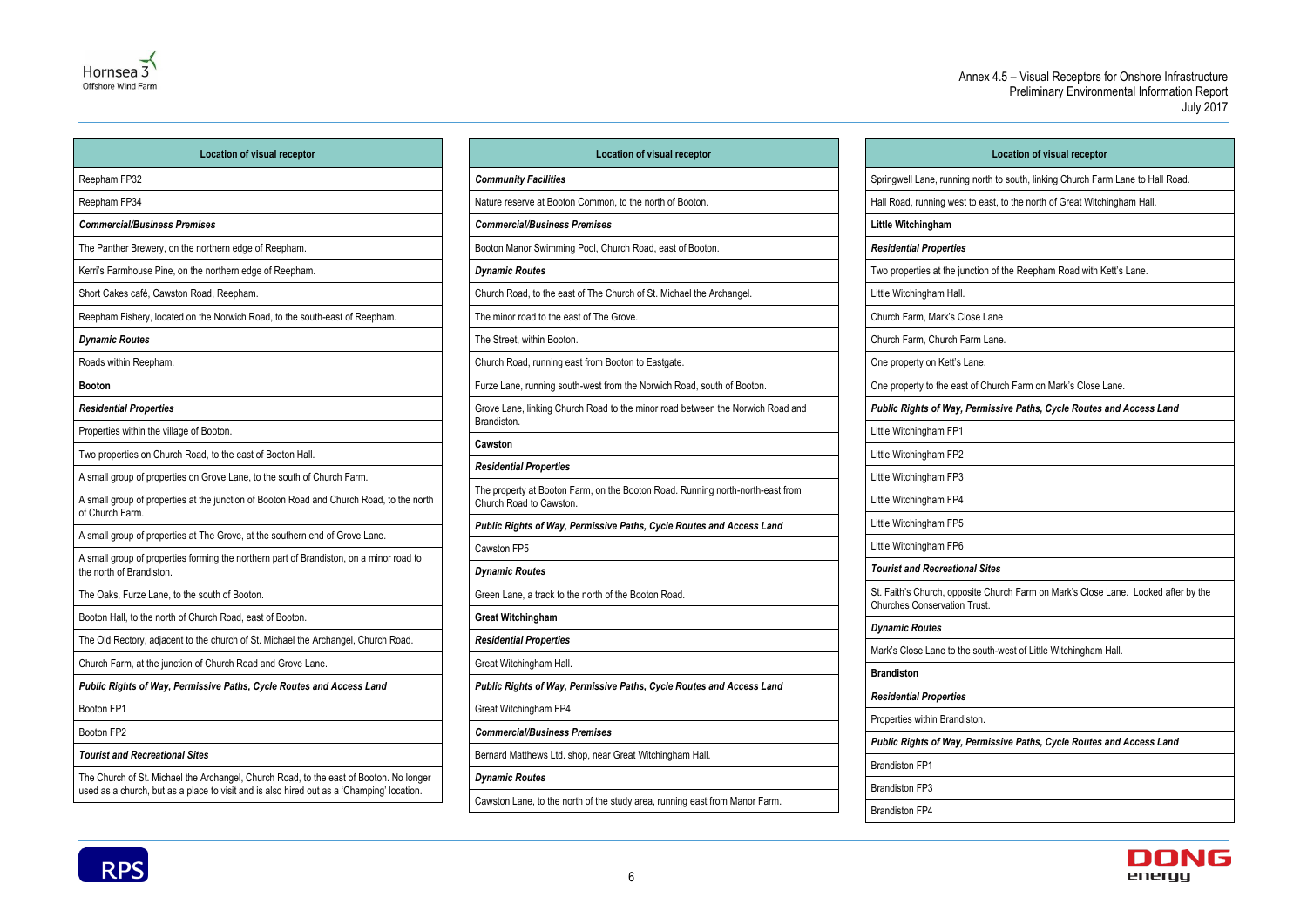| Location of visual receptor |
| --- |
| Reepham FP32 |
| Reepham FP34 |
| ***Commercial/Business Premises*** |
| The Panther Brewery, on the northern edge of Reepham. |
| Kerri's Farmhouse Pine, on the northern edge of Reepham. |
| Short Cakes café, Cawston Road, Reepham. |
| Reepham Fishery, located on the Norwich Road, to the south-east of Reepham. |
| ***Dynamic Routes*** |
| Roads within Reepham. |
| **Booton** |
| ***Residential Properties*** |
| Properties within the village of Booton. |
| Two properties on Church Road, to the east of Booton Hall. |
| A small group of properties on Grove Lane, to the south of Church Farm. |
| A small group of properties at the junction of Booton Road and Church Road, to the north of Church Farm. |
| A small group of properties at The Grove, at the southern end of Grove Lane. |
| A small group of properties forming the northern part of Brandiston, on a minor road to the north of Brandiston. |
| The Oaks, Furze Lane, to the south of Booton. |
| Booton Hall, to the north of Church Road, east of Booton. |
| The Old Rectory, adjacent to the church of St. Michael the Archangel, Church Road. |
| Church Farm, at the junction of Church Road and Grove Lane. |
| ***Public Rights of Way, Permissive Paths, Cycle Routes and Access Land*** |
| Booton FP1 |
| Booton FP2 |
| ***Tourist and Recreational Sites*** |
| The Church of St. Michael the Archangel, Church Road, to the east of Booton. No longer used as a church, but as a place to visit and is also hired out as a 'Champing' location. |

| Location of visual receptor |
| --- |
| ***Community Facilities*** |
| Nature reserve at Booton Common, to the north of Booton. |
| ***Commercial/Business Premises*** |
| Booton Manor Swimming Pool, Church Road, east of Booton. |
| ***Dynamic Routes*** |
| Church Road, to the east of The Church of St. Michael the Archangel. |
| The minor road to the east of The Grove. |
| The Street, within Booton. |
| Church Road, running east from Booton to Eastgate. |
| Furze Lane, running south-west from the Norwich Road, south of Booton. |
| Grove Lane, linking Church Road to the minor road between the Norwich Road and Brandiston. |
| **Cawston** |
| ***Residential Properties*** |
| The property at Booton Farm, on the Booton Road. Running north-north-east from Church Road to Cawston. |
| ***Public Rights of Way, Permissive Paths, Cycle Routes and Access Land*** |
| Cawston FP5 |
| ***Dynamic Routes*** |
| Green Lane, a track to the north of the Booton Road. |
| **Great Witchingham** |
| ***Residential Properties*** |
| Great Witchingham Hall. |
| ***Public Rights of Way, Permissive Paths, Cycle Routes and Access Land*** |
| Great Witchingham FP4 |
| ***Commercial/Business Premises*** |
| Bernard Matthews Ltd. shop, near Great Witchingham Hall. |
| ***Dynamic Routes*** |
| Cawston Lane, to the north of the study area, running east from Manor Farm. |

| Location of visual receptor |
| --- |
| Springwell Lane, running north to south, linking Church Farm Lane to Hall Road. |
| Hall Road, running west to east, to the north of Great Witchingham Hall. |
| **Little Witchingham** |
| ***Residential Properties*** |
| Two properties at the junction of the Reepham Road with Kett's Lane. |
| Little Witchingham Hall. |
| Church Farm, Mark's Close Lane |
| Church Farm, Church Farm Lane. |
| One property on Kett's Lane. |
| One property to the east of Church Farm on Mark's Close Lane. |
| ***Public Rights of Way, Permissive Paths, Cycle Routes and Access Land*** |
| Little Witchingham FP1 |
| Little Witchingham FP2 |
| Little Witchingham FP3 |
| Little Witchingham FP4 |
| Little Witchingham FP5 |
| Little Witchingham FP6 |
| ***Tourist and Recreational Sites*** |
| St. Faith's Church, opposite Church Farm on Mark's Close Lane. Looked after by the Churches Conservation Trust. |
| ***Dynamic Routes*** |
| Mark's Close Lane to the south-west of Little Witchingham Hall. |
| **Brandiston** |
| ***Residential Properties*** |
| Properties within Brandiston. |
| ***Public Rights of Way, Permissive Paths, Cycle Routes and Access Land*** |
| Brandiston FP1 |
| Brandiston FP3 |
| Brandiston FP4 |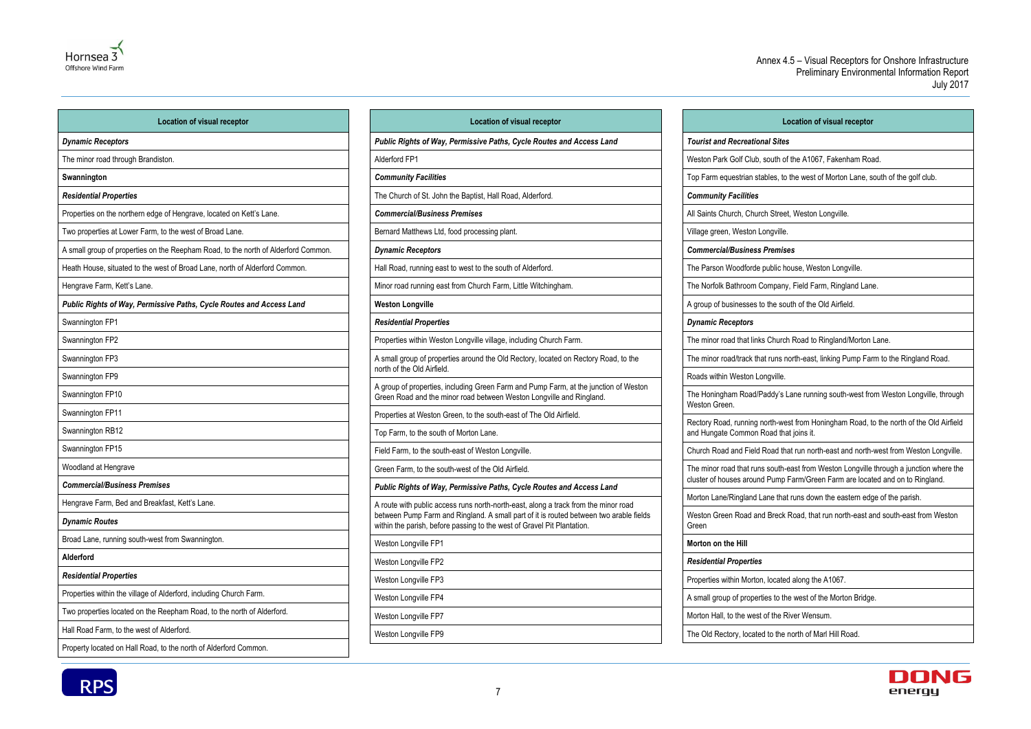| Location of visual receptor |
| --- |
| ***Dynamic Receptors*** |
| The minor road through Brandiston. |
| **Swannington** |
| ***Residential Properties*** |
| Properties on the northern edge of Hengrave, located on Kett's Lane. |
| Two properties at Lower Farm, to the west of Broad Lane. |
| A small group of properties on the Reepham Road, to the north of Alderford Common. |
| Heath House, situated to the west of Broad Lane, north of Alderford Common. |
| Hengrave Farm, Kett's Lane. |
| ***Public Rights of Way, Permissive Paths, Cycle Routes and Access Land*** |
| Swannington FP1 |
| Swannington FP2 |
| Swannington FP3 |
| Swannington FP9 |
| Swannington FP10 |
| Swannington FP11 |
| Swannington RB12 |
| Swannington FP15 |
| Woodland at Hengrave |
| ***Commercial/Business Premises*** |
| Hengrave Farm, Bed and Breakfast, Kett's Lane. |
| ***Dynamic Routes*** |
| Broad Lane, running south-west from Swannington. |
| **Alderford** |
| ***Residential Properties*** |
| Properties within the village of Alderford, including Church Farm. |
| Two properties located on the Reepham Road, to the north of Alderford. |
| Hall Road Farm, to the west of Alderford. |
| Property located on Hall Road, to the north of Alderford Common. |

| Location of visual receptor |
| --- |
| ***Public Rights of Way, Permissive Paths, Cycle Routes and Access Land*** |
| Alderford FP1 |
| ***Community Facilities*** |
| The Church of St. John the Baptist, Hall Road, Alderford. |
| ***Commercial/Business Premises*** |
| Bernard Matthews Ltd, food processing plant. |
| ***Dynamic Receptors*** |
| Hall Road, running east to west to the south of Alderford. |
| Minor road running east from Church Farm, Little Witchingham. |
| **Weston Longville** |
| ***Residential Properties*** |
| Properties within Weston Longville village, including Church Farm. |
| A small group of properties around the Old Rectory, located on Rectory Road, to the north of the Old Airfield. |
| A group of properties, including Green Farm and Pump Farm, at the junction of Weston Green Road and the minor road between Weston Longville and Ringland. |
| Properties at Weston Green, to the south-east of The Old Airfield. |
| Top Farm, to the south of Morton Lane. |
| Field Farm, to the south-east of Weston Longville. |
| Green Farm, to the south-west of the Old Airfield. |
| ***Public Rights of Way, Permissive Paths, Cycle Routes and Access Land*** |
| A route with public access runs north-north-east, along a track from the minor road between Pump Farm and Ringland. A small part of it is routed between two arable fields within the parish, before passing to the west of Gravel Pit Plantation. |
| Weston Longville FP1 |
| Weston Longville FP2 |
| Weston Longville FP3 |
| Weston Longville FP4 |
| Weston Longville FP7 |
| Weston Longville FP9 |

| Location of visual receptor |
| --- |
| ***Tourist and Recreational Sites*** |
| Weston Park Golf Club, south of the A1067, Fakenham Road. |
| Top Farm equestrian stables, to the west of Morton Lane, south of the golf club. |
| ***Community Facilities*** |
| All Saints Church, Church Street, Weston Longville. |
| Village green, Weston Longville. |
| ***Commercial/Business Premises*** |
| The Parson Woodforde public house, Weston Longville. |
| The Norfolk Bathroom Company, Field Farm, Ringland Lane. |
| A group of businesses to the south of the Old Airfield. |
| ***Dynamic Receptors*** |
| The minor road that links Church Road to Ringland/Morton Lane. |
| The minor road/track that runs north-east, linking Pump Farm to the Ringland Road. |
| Roads within Weston Longville. |
| The Honingham Road/Paddy's Lane running south-west from Weston Longville, through Weston Green. |
| Rectory Road, running north-west from Honingham Road, to the north of the Old Airfield and Hungate Common Road that joins it. |
| Church Road and Field Road that run north-east and north-west from Weston Longville. |
| The minor road that runs south-east from Weston Longville through a junction where the cluster of houses around Pump Farm/Green Farm are located and on to Ringland. |
| Morton Lane/Ringland Lane that runs down the eastern edge of the parish. |
| Weston Green Road and Breck Road, that run north-east and south-east from Weston Green |
| **Morton on the Hill** |
| ***Residential Properties*** |
| Properties within Morton, located along the A1067. |
| A small group of properties to the west of the Morton Bridge. |
| Morton Hall, to the west of the River Wensum. |
| The Old Rectory, located to the north of Marl Hill Road. |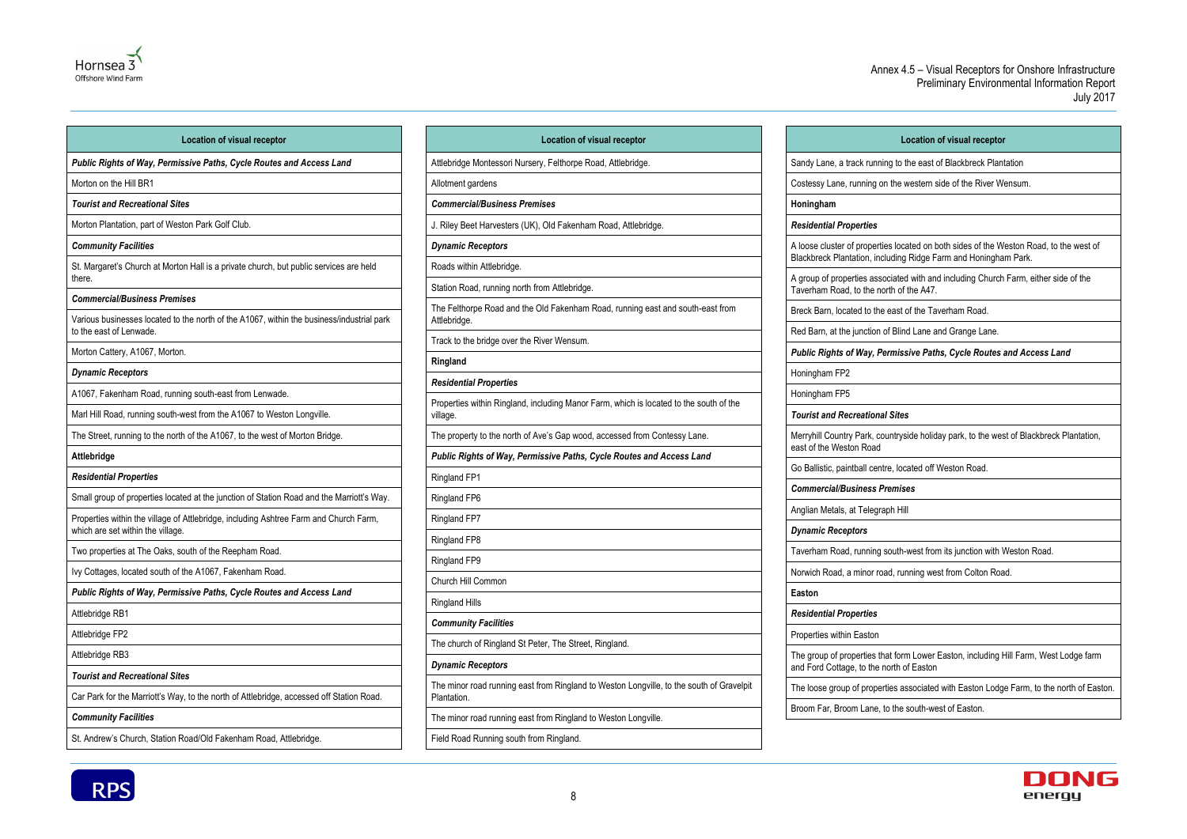| Location of visual receptor |
|---|
| ***Public Rights of Way, Permissive Paths, Cycle Routes and Access Land*** |
| Morton on the Hill BR1 |
| ***Tourist and Recreational Sites*** |
| Morton Plantation, part of Weston Park Golf Club. |
| ***Community Facilities*** |
| St. Margaret's Church at Morton Hall is a private church, but public services are held there. |
| ***Commercial/Business Premises*** |
| Various businesses located to the north of the A1067, within the business/industrial park to the east of Lenwade. |
| Morton Cattery, A1067, Morton. |
| ***Dynamic Receptors*** |
| A1067, Fakenham Road, running south-east from Lenwade. |
| Marl Hill Road, running south-west from the A1067 to Weston Longville. |
| The Street, running to the north of the A1067, to the west of Morton Bridge. |
| **Attlebridge** |
| ***Residential Properties*** |
| Small group of properties located at the junction of Station Road and the Marriott's Way. |
| Properties within the village of Attlebridge, including Ashtree Farm and Church Farm, which are set within the village. |
| Two properties at The Oaks, south of the Reepham Road. |
| Ivy Cottages, located south of the A1067, Fakenham Road. |
| ***Public Rights of Way, Permissive Paths, Cycle Routes and Access Land*** |
| Attlebridge RB1 |
| Attlebridge FP2 |
| Attlebridge RB3 |
| ***Tourist and Recreational Sites*** |
| Car Park for the Marriott's Way, to the north of Attlebridge, accessed off Station Road. |
| ***Community Facilities*** |
| St. Andrew's Church, Station Road/Old Fakenham Road, Attlebridge. |

| Location of visual receptor |
|---|
| Attlebridge Montessori Nursery, Felthorpe Road, Attlebridge. |
| Allotment gardens |
| ***Commercial/Business Premises*** |
| J. Riley Beet Harvesters (UK), Old Fakenham Road, Attlebridge. |
| ***Dynamic Receptors*** |
| Roads within Attlebridge. |
| Station Road, running north from Attlebridge. |
| The Felthorpe Road and the Old Fakenham Road, running east and south-east from Attlebridge. |
| Track to the bridge over the River Wensum. |
| **Ringland** |
| ***Residential Properties*** |
| Properties within Ringland, including Manor Farm, which is located to the south of the village. |
| The property to the north of Ave's Gap wood, accessed from Contessy Lane. |
| ***Public Rights of Way, Permissive Paths, Cycle Routes and Access Land*** |
| Ringland FP1 |
| Ringland FP6 |
| Ringland FP7 |
| Ringland FP8 |
| Ringland FP9 |
| Church Hill Common |
| Ringland Hills |
| ***Community Facilities*** |
| The church of Ringland St Peter, The Street, Ringland. |
| ***Dynamic Receptors*** |
| The minor road running east from Ringland to Weston Longville, to the south of Gravelpit Plantation. |
| The minor road running east from Ringland to Weston Longville. |
| Field Road Running south from Ringland. |

| Location of visual receptor |
|---|
| Sandy Lane, a track running to the east of Blackbreck Plantation |
| Costessy Lane, running on the western side of the River Wensum. |
| **Honingham** |
| ***Residential Properties*** |
| A loose cluster of properties located on both sides of the Weston Road, to the west of Blackbreck Plantation, including Ridge Farm and Honingham Park. |
| A group of properties associated with and including Church Farm, either side of the Taverham Road, to the north of the A47. |
| Breck Barn, located to the east of the Taverham Road. |
| Red Barn, at the junction of Blind Lane and Grange Lane. |
| ***Public Rights of Way, Permissive Paths, Cycle Routes and Access Land*** |
| Honingham FP2 |
| Honingham FP5 |
| ***Tourist and Recreational Sites*** |
| Merryhill Country Park, countryside holiday park, to the west of Blackbreck Plantation, east of the Weston Road |
| Go Ballistic, paintball centre, located off Weston Road. |
| ***Commercial/Business Premises*** |
| Anglian Metals, at Telegraph Hill |
| ***Dynamic Receptors*** |
| Taverham Road, running south-west from its junction with Weston Road. |
| Norwich Road, a minor road, running west from Colton Road. |
| **Easton** |
| ***Residential Properties*** |
| Properties within Easton |
| The group of properties that form Lower Easton, including Hill Farm, West Lodge farm and Ford Cottage, to the north of Easton |
| The loose group of properties associated with Easton Lodge Farm, to the north of Easton. |
| Broom Far, Broom Lane, to the south-west of Easton. |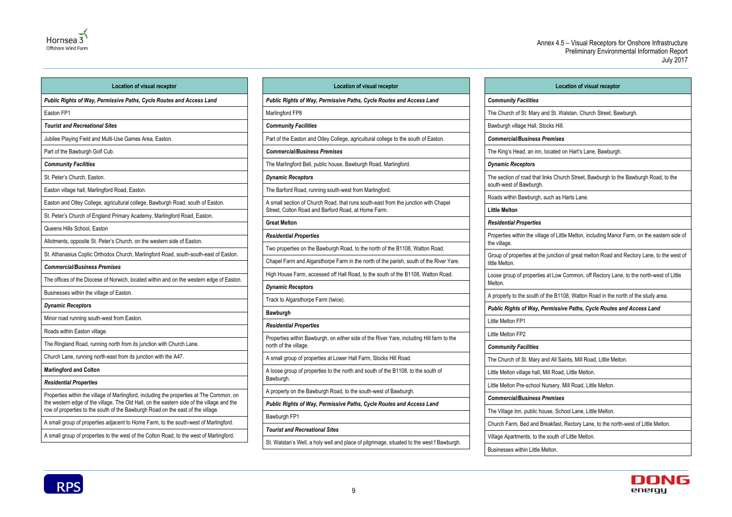| Location of visual receptor |
| --- |
| ***Public Rights of Way, Permissive Paths, Cycle Routes and Access Land*** |
| Easton FP1 |
| ***Tourist and Recreational Sites*** |
| Jubilee Playing Field and Multi-Use Games Area, Easton. |
| Part of the Bawburgh Golf Cub. |
| ***Community Facilities*** |
| St. Peter's Church, Easton. |
| Easton village hall, Marlingford Road, Easton. |
| Easton and Otley College, agricultural college, Bawburgh Road, south of Easton. |
| St. Peter's Church of England Primary Academy, Marlingford Road, Easton. |
| Queens Hills School, Easton |
| Allotments, opposite St. Peter's Church, on the western side of Easton. |
| St. Athanasius Coptic Orthodox Church, Marlingford Road, south-south-east of Easton. |
| ***Commercial/Business Premises*** |
| The offices of the Diocese of Norwich, located within and on the western edge of Easton. |
| Businesses within the village of Easton. |
| ***Dynamic Receptors*** |
| Minor road running south-west from Easton. |
| Roads within Easton village. |
| The Ringland Road, running north from its junction with Church Lane. |
| Church Lane, running north-east from its junction with the A47. |
| **Marlingford and Colton** |
| ***Residential Properties*** |
| Properties within the village of Marlingford, including the properties at The Common, on the western edge of the village, The Old Hall, on the eastern side of the village and the row of properties to the south of the Bawburgh Road on the east of the village. |
| A small group of properties adjacent to Home Farm, to the south-west of Marlingford. |
| A small group of properties to the west of the Colton Road, to the west of Marlingford. |

| Location of visual receptor |
| --- |
| ***Public Rights of Way, Permissive Paths, Cycle Routes and Access Land*** |
| Marlingford FP8 |
| ***Community Facilities*** |
| Part of the Easton and Otley College, agricultural college to the south of Easton. |
| ***Commercial/Business Premises*** |
| The Marlingford Bell, public house, Bawburgh Road, Marlingford. |
| ***Dynamic Receptors*** |
| The Barford Road, running south-west from Marlingford. |
| A small section of Church Road, that runs south-east from the junction with Chapel Street, Colton Road and Barford Road, at Home Farm. |
| **Great Melton** |
| ***Residential Properties*** |
| Two properties on the Bawburgh Road, to the north of the B1108, Watton Road. |
| Chapel Farm and Algarsthorpe Farm in the north of the parish, south of the River Yare. |
| High House Farm, accessed off Hall Road, to the south of the B1108, Watton Road. |
| ***Dynamic Receptors*** |
| Track to Algarsthorpe Farm (twice). |
| **Bawburgh** |
| ***Residential Properties*** |
| Properties within Bawburgh, on either side of the River Yare, including Hill farm to the north of the village. |
| A small group of properties at Lower Hall Farm, Stocks Hill Road. |
| A loose group of properties to the north and south of the B1108, to the south of Bawburgh. |
| A property on the Bawburgh Road, to the south-west of Bawburgh. |
| ***Public Rights of Way, Permissive Paths, Cycle Routes and Access Land*** |
| Bawburgh FP1 |
| ***Tourist and Recreational Sites*** |
| St. Walstan's Well, a holy well and place of pilgrimage, situated to the west f Bawburgh. |

| Location of visual receptor |
| --- |
| ***Community Facilities*** |
| The Church of St. Mary and St. Walstan, Church Street, Bawburgh. |
| Bawburgh village Hall, Stocks Hill. |
| ***Commercial/Business Premises*** |
| The King's Head, an inn, located on Hart's Lane, Bawburgh. |
| ***Dynamic Receptors*** |
| The section of road that links Church Street, Bawburgh to the Bawburgh Road, to the south-west of Bawburgh. |
| Roads within Bawburgh, such as Harts Lane. |
| **Little Melton** |
| ***Residential Properties*** |
| Properties within the village of Little Melton, including Manor Farm, on the eastern side of the village. |
| Group of properties at the junction of great melton Road and Rectory Lane, to the west of little Melton. |
| Loose group of properties at Low Common, off Rectory Lane, to the north-west of Little Melton. |
| A property to the south of the B1108, Watton Road in the north of the study area. |
| ***Public Rights of Way, Permissive Paths, Cycle Routes and Access Land*** |
| Little Melton FP1 |
| Little Melton FP2 |
| ***Community Facilities*** |
| The Church of St. Mary and All Saints, Mill Road, Little Melton. |
| Little Melton village hall, Mill Road, Little Melton. |
| Little Melton Pre-school Nursery, Mill Road, Little Melton. |
| ***Commercial/Business Premises*** |
| The Village Inn, public house, School Lane, Little Melton. |
| Church Farm, Bed and Breakfast, Rectory Lane, to the north-west of Little Melton. |
| Village Apartments, to the south of Little Melton. |
| Businesses within Little Melton. |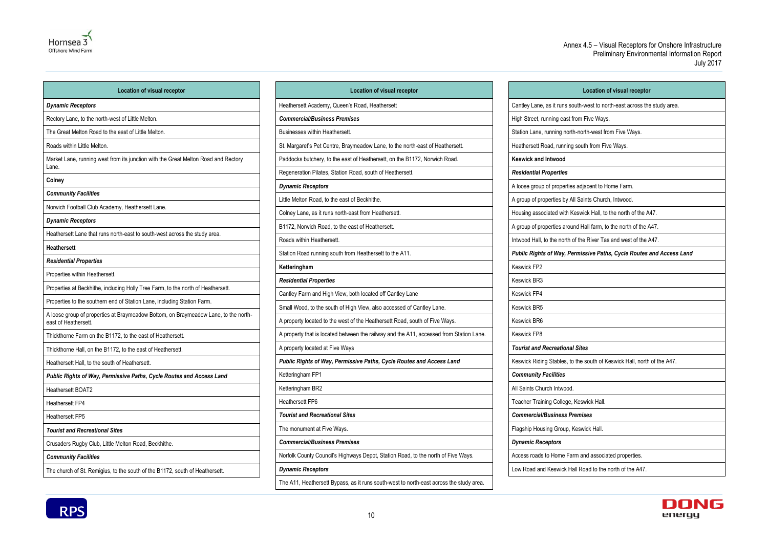| Location of visual receptor |
|---|
| ***Dynamic Receptors*** |
| Rectory Lane, to the north-west of Little Melton. |
| The Great Melton Road to the east of Little Melton. |
| Roads within Little Melton. |
| Market Lane, running west from its junction with the Great Melton Road and Rectory Lane. |
| **Colney** |
| ***Community Facilities*** |
| Norwich Football Club Academy, Heathersett Lane. |
| ***Dynamic Receptors*** |
| Heathersett Lane that runs north-east to south-west across the study area. |
| **Heathersett** |
| ***Residential Properties*** |
| Properties within Heathersett. |
| Properties at Beckhithe, including Holly Tree Farm, to the north of Heathersett. |
| Properties to the southern end of Station Lane, including Station Farm. |
| A loose group of properties at Braymeadow Bottom, on Braymeadow Lane, to the north-east of Heathersett. |
| Thickthorne Farm on the B1172, to the east of Heathersett. |
| Thickthorne Hall, on the B1172, to the east of Heathersett. |
| Heathersett Hall, to the south of Heathersett. |
| ***Public Rights of Way, Permissive Paths, Cycle Routes and Access Land*** |
| Heathersett BOAT2 |
| Heathersett FP4 |
| Heathersett FP5 |
| ***Tourist and Recreational Sites*** |
| Crusaders Rugby Club, Little Melton Road, Beckhithe. |
| ***Community Facilities*** |
| The church of St. Remigius, to the south of the B1172, south of Heathersett. |
| Heathersett Academy, Queen's Road, Heathersett |
| ***Commercial/Business Premises*** |
| Businesses within Heathersett. |
| St. Margaret's Pet Centre, Braymeadow Lane, to the north-east of Heathersett. |
| Paddocks butchery, to the east of Heathersett, on the B1172, Norwich Road. |
| Regeneration Pilates, Station Road, south of Heathersett. |
| ***Dynamic Receptors*** |
| Little Melton Road, to the east of Beckhithe. |
| Colney Lane, as it runs north-east from Heathersett. |
| B1172, Norwich Road, to the east of Heathersett. |
| Roads within Heathersett. |
| Station Road running south from Heathersett to the A11. |
| **Ketteringham** |
| ***Residential Properties*** |
| Cantley Farm and High View, both located off Cantley Lane |
| Small Wood, to the south of High View, also accessed of Cantley Lane. |
| A property located to the west of the Heathersett Road, south of Five Ways. |
| A property that is located between the railway and the A11, accessed from Station Lane. |
| A property located at Five Ways |
| ***Public Rights of Way, Permissive Paths, Cycle Routes and Access Land*** |
| Ketteringham FP1 |
| Ketteringham BR2 |
| Heathersett FP6 |
| ***Tourist and Recreational Sites*** |
| The monument at Five Ways. |
| ***Commercial/Business Premises*** |
| Norfolk County Council's Highways Depot, Station Road, to the north of Five Ways. |
| ***Dynamic Receptors*** |
| The A11, Heathersett Bypass, as it runs south-west to north-east across the study area. |
| Cantley Lane, as it runs south-west to north-east across the study area. |
| High Street, running east from Five Ways. |
| Station Lane, running north-north-west from Five Ways. |
| Heathersett Road, running south from Five Ways. |
| **Keswick and Intwood** |
| ***Residential Properties*** |
| A loose group of properties adjacent to Home Farm. |
| A group of properties by All Saints Church, Intwood. |
| Housing associated with Keswick Hall, to the north of the A47. |
| A group of properties around Hall farm, to the north of the A47. |
| Intwood Hall, to the north of the River Tas and west of the A47. |
| ***Public Rights of Way, Permissive Paths, Cycle Routes and Access Land*** |
| Keswick FP2 |
| Keswick BR3 |
| Keswick FP4 |
| Keswick BR5 |
| Keswick BR6 |
| Keswick FP8 |
| ***Tourist and Recreational Sites*** |
| Keswick Riding Stables, to the south of Keswick Hall, north of the A47. |
| ***Community Facilities*** |
| All Saints Church Intwood. |
| Teacher Training College, Keswick Hall. |
| ***Commercial/Business Premises*** |
| Flagship Housing Group, Keswick Hall. |
| ***Dynamic Receptors*** |
| Access roads to Home Farm and associated properties. |
| Low Road and Keswick Hall Road to the north of the A47. |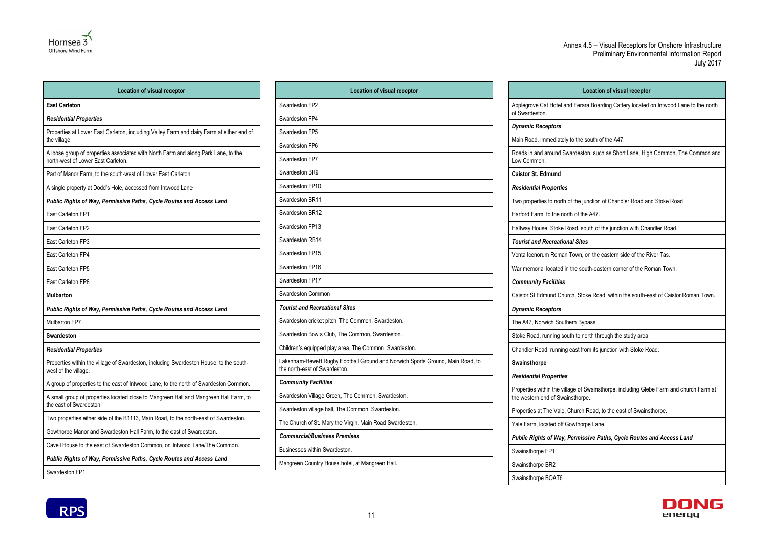| Location of visual receptor |
|---|
| **East Carleton** |
| ***Residential Properties*** |
| Properties at Lower East Carleton, including Valley Farm and dairy Farm at either end of the village. |
| A loose group of properties associated with North Farm and along Park Lane, to the north-west of Lower East Carleton. |
| Part of Manor Farm, to the south-west of Lower East Carleton |
| A single property at Dodd's Hole, accessed from Intwood Lane |
| ***Public Rights of Way, Permissive Paths, Cycle Routes and Access Land*** |
| East Carleton FP1 |
| East Carleton FP2 |
| East Carleton FP3 |
| East Carleton FP4 |
| East Carleton FP5 |
| East Carleton FP8 |
| **Mulbarton** |
| ***Public Rights of Way, Permissive Paths, Cycle Routes and Access Land*** |
| Mulbarton FP7 |
| **Swardeston** |
| ***Residential Properties*** |
| Properties within the village of Swardeston, including Swardeston House, to the south-west of the village. |
| A group of properties to the east of Intwood Lane, to the north of Swardeston Common. |
| A small group of properties located close to Mangreen Hall and Mangreen Hall Farm, to the east of Swardeston. |
| Two properties either side of the B1113, Main Road, to the north-east of Swardeston. |
| Gowthorpe Manor and Swardeston Hall Farm, to the east of Swardeston. |
| Cavell House to the east of Swardeston Common, on Intwood Lane/The Common. |
| ***Public Rights of Way, Permissive Paths, Cycle Routes and Access Land*** |
| Swardeston FP1 |
| Swardeston FP2 |
| Swardeston FP4 |
| Swardeston FP5 |
| Swardeston FP6 |
| Swardeston FP7 |
| Swardeston BR9 |
| Swardeston FP10 |
| Swardeston BR11 |
| Swardeston BR12 |
| Swardeston FP13 |
| Swardeston RB14 |
| Swardeston FP15 |
| Swardeston FP16 |
| Swardeston FP17 |
| Swardeston Common |
| ***Tourist and Recreational Sites*** |
| Swardeston cricket pitch, The Common, Swardeston. |
| Swardeston Bowls Club, The Common, Swardeston. |
| Children's equipped play area, The Common, Swardeston. |
| Lakenham-Hewett Rugby Football Ground and Norwich Sports Ground, Main Road, to the north-east of Swardeston. |
| ***Community Facilities*** |
| Swardeston Village Green, The Common, Swardeston. |
| Swardeston village hall, The Common, Swardeston. |
| The Church of St. Mary the Virgin, Main Road Swardeston. |
| ***Commercial/Business Premises*** |
| Businesses within Swardeston. |
| Mangreen Country House hotel, at Mangreen Hall. |
| Applegrove Cat Hotel and Ferara Boarding Cattery located on Intwood Lane to the north of Swardeston. |
| ***Dynamic Receptors*** |
| Main Road, immediately to the south of the A47. |
| Roads in and around Swardeston, such as Short Lane, High Common, The Common and Low Common. |
| **Caistor St. Edmund** |
| ***Residential Properties*** |
| Two properties to north of the junction of Chandler Road and Stoke Road. |
| Harford Farm, to the north of the A47. |
| Halfway House, Stoke Road, south of the junction with Chandler Road. |
| ***Tourist and Recreational Sites*** |
| Venta Icenorum Roman Town, on the eastern side of the River Tas. |
| War memorial located in the south-eastern corner of the Roman Town. |
| ***Community Facilities*** |
| Caistor St Edmund Church, Stoke Road, within the south-east of Caistor Roman Town. |
| ***Dynamic Receptors*** |
| The A47, Norwich Southern Bypass. |
| Stoke Road, running south to north through the study area. |
| Chandler Road, running east from its junction with Stoke Road. |
| **Swainsthorpe** |
| ***Residential Properties*** |
| Properties within the village of Swainsthorpe, including Glebe Farm and church Farm at the western end of Swainsthorpe. |
| Properties at The Vale, Church Road, to the east of Swainsthorpe. |
| Yale Farm, located off Gowthorpe Lane. |
| ***Public Rights of Way, Permissive Paths, Cycle Routes and Access Land*** |
| Swainsthorpe FP1 |
| Swainsthorpe BR2 |
| Swainsthorpe BOAT6 |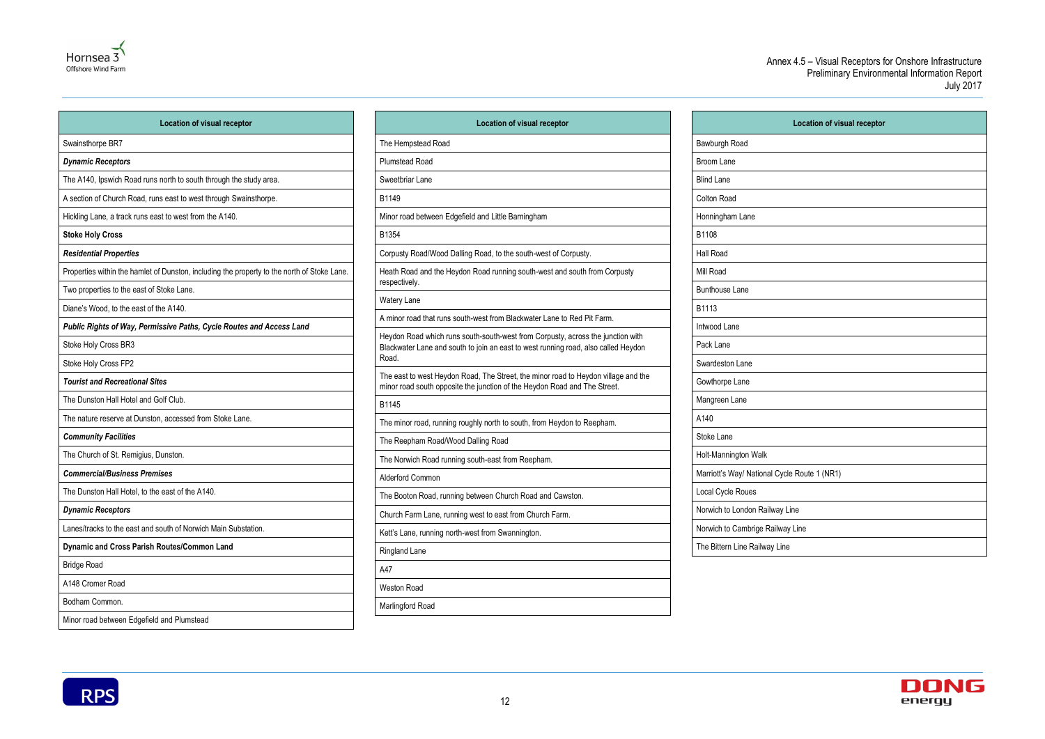| Location of visual receptor |
|---|
| Swainsthorpe BR7 |
| ***Dynamic Receptors*** |
| The A140, Ipswich Road runs north to south through the study area. |
| A section of Church Road, runs east to west through Swainsthorpe. |
| Hickling Lane, a track runs east to west from the A140. |
| **Stoke Holy Cross** |
| ***Residential Properties*** |
| Properties within the hamlet of Dunston, including the property to the north of Stoke Lane. |
| Two properties to the east of Stoke Lane. |
| Diane's Wood, to the east of the A140. |
| ***Public Rights of Way, Permissive Paths, Cycle Routes and Access Land*** |
| Stoke Holy Cross BR3 |
| Stoke Holy Cross FP2 |
| ***Tourist and Recreational Sites*** |
| The Dunston Hall Hotel and Golf Club. |
| The nature reserve at Dunston, accessed from Stoke Lane. |
| ***Community Facilities*** |
| The Church of St. Remigius, Dunston. |
| ***Commercial/Business Premises*** |
| The Dunston Hall Hotel, to the east of the A140. |
| ***Dynamic Receptors*** |
| Lanes/tracks to the east and south of Norwich Main Substation. |
| **Dynamic and Cross Parish Routes/Common Land** |
| Bridge Road |
| A148 Cromer Road |
| Bodham Common. |
| Minor road between Edgefield and Plumstead |

| Location of visual receptor |
|---|
| The Hempstead Road |
| Plumstead Road |
| Sweetbriar Lane |
| B1149 |
| Minor road between Edgefield and Little Barningham |
| B1354 |
| Corpusty Road/Wood Dalling Road, to the south-west of Corpusty. |
| Heath Road and the Heydon Road running south-west and south from Corpusty respectively. |
| Watery Lane |
| A minor road that runs south-west from Blackwater Lane to Red Pit Farm. |
| Heydon Road which runs south-south-west from Corpusty, across the junction with Blackwater Lane and south to join an east to west running road, also called Heydon Road. |
| The east to west Heydon Road, The Street, the minor road to Heydon village and the minor road south opposite the junction of the Heydon Road and The Street. |
| B1145 |
| The minor road, running roughly north to south, from Heydon to Reepham. |
| The Reepham Road/Wood Dalling Road |
| The Norwich Road running south-east from Reepham. |
| Alderford Common |
| The Booton Road, running between Church Road and Cawston. |
| Church Farm Lane, running west to east from Church Farm. |
| Kett's Lane, running north-west from Swannington. |
| Ringland Lane |
| A47 |
| Weston Road |
| Marlingford Road |

| Location of visual receptor |
|---|
| Bawburgh Road |
| Broom Lane |
| Blind Lane |
| Colton Road |
| Honningham Lane |
| B1108 |
| Hall Road |
| Mill Road |
| Bunthouse Lane |
| B1113 |
| Intwood Lane |
| Pack Lane |
| Swardeston Lane |
| Gowthorpe Lane |
| Mangreen Lane |
| A140 |
| Stoke Lane |
| Holt-Mannington Walk |
| Marriott's Way/ National Cycle Route 1 (NR1) |
| Local Cycle Roues |
| Norwich to London Railway Line |
| Norwich to Cambrige Railway Line |
| The Bittern Line Railway Line |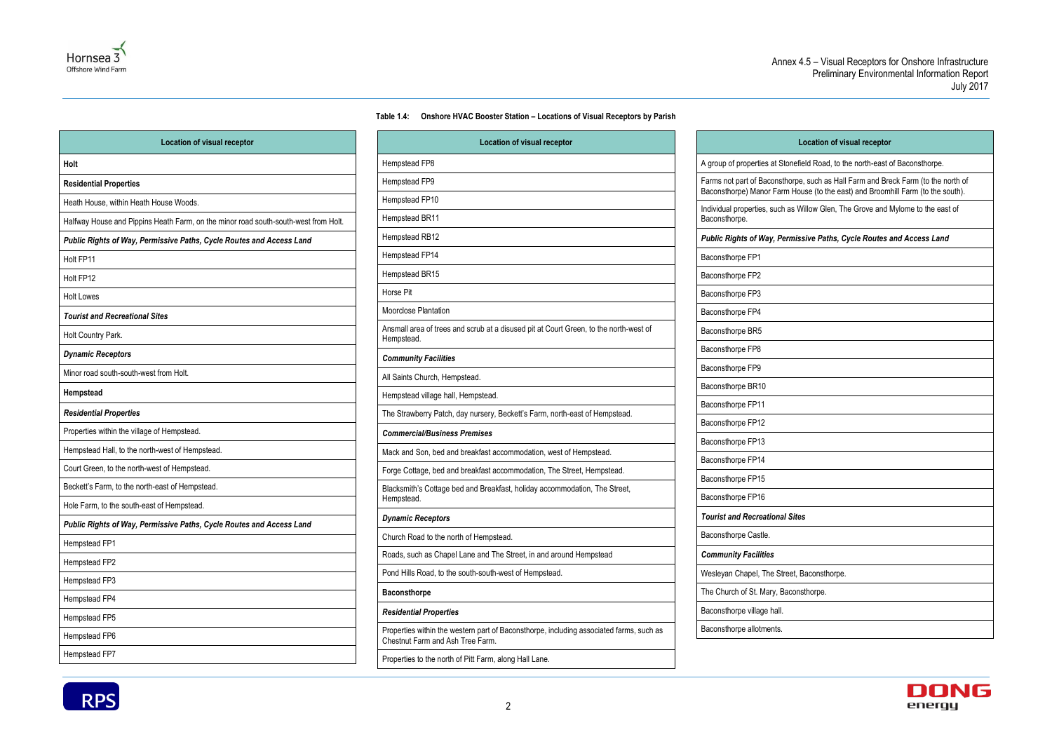**Table 1.4: Onshore HVAC Booster Station – Locations of Visual Receptors by Parish**

| Location of visual receptor |
| --- |
| **Holt** |
| **Residential Properties** |
| Heath House, within Heath House Woods. |
| Halfway House and Pippins Heath Farm, on the minor road south-south-west from Holt. |
| ***Public Rights of Way, Permissive Paths, Cycle Routes and Access Land*** |
| Holt FP11 |
| Holt FP12 |
| Holt Lowes |
| ***Tourist and Recreational Sites*** |
| Holt Country Park. |
| ***Dynamic Receptors*** |
| Minor road south-south-west from Holt. |
| **Hempstead** |
| ***Residential Properties*** |
| Properties within the village of Hempstead. |
| Hempstead Hall, to the north-west of Hempstead. |
| Court Green, to the north-west of Hempstead. |
| Beckett's Farm, to the north-east of Hempstead. |
| Hole Farm, to the south-east of Hempstead. |
| ***Public Rights of Way, Permissive Paths, Cycle Routes and Access Land*** |
| Hempstead FP1 |
| Hempstead FP2 |
| Hempstead FP3 |
| Hempstead FP4 |
| Hempstead FP5 |
| Hempstead FP6 |
| Hempstead FP7 |
| Hempstead FP8 |
| Hempstead FP9 |
| Hempstead FP10 |
| Hempstead BR11 |
| Hempstead RB12 |
| Hempstead FP14 |
| Hempstead BR15 |
| Horse Pit |
| Moorclose Plantation |
| Ansmall area of trees and scrub at a disused pit at Court Green, to the north-west of Hempstead. |
| ***Community Facilities*** |
| All Saints Church, Hempstead. |
| Hempstead village hall, Hempstead. |
| The Strawberry Patch, day nursery, Beckett's Farm, north-east of Hempstead. |
| ***Commercial/Business Premises*** |
| Mack and Son, bed and breakfast accommodation, west of Hempstead. |
| Forge Cottage, bed and breakfast accommodation, The Street, Hempstead. |
| Blacksmith's Cottage bed and Breakfast, holiday accommodation, The Street, Hempstead. |
| ***Dynamic Receptors*** |
| Church Road to the north of Hempstead. |
| Roads, such as Chapel Lane and The Street, in and around Hempstead |
| Pond Hills Road, to the south-south-west of Hempstead. |
| **Baconsthorpe** |
| ***Residential Properties*** |
| Properties within the western part of Baconsthorpe, including associated farms, such as Chestnut Farm and Ash Tree Farm. |
| Properties to the north of Pitt Farm, along Hall Lane. |
| A group of properties at Stonefield Road, to the north-east of Baconsthorpe. |
| Farms not part of Baconsthorpe, such as Hall Farm and Breck Farm (to the north of Baconsthorpe) Manor Farm House (to the east) and Broomhill Farm (to the south). |
| Individual properties, such as Willow Glen, The Grove and Mylome to the east of Baconsthorpe. |
| ***Public Rights of Way, Permissive Paths, Cycle Routes and Access Land*** |
| Baconsthorpe FP1 |
| Baconsthorpe FP2 |
| Baconsthorpe FP3 |
| Baconsthorpe FP4 |
| Baconsthorpe BR5 |
| Baconsthorpe FP8 |
| Baconsthorpe FP9 |
| Baconsthorpe BR10 |
| Baconsthorpe FP11 |
| Baconsthorpe FP12 |
| Baconsthorpe FP13 |
| Baconsthorpe FP14 |
| Baconsthorpe FP15 |
| Baconsthorpe FP16 |
| ***Tourist and Recreational Sites*** |
| Baconsthorpe Castle. |
| ***Community Facilities*** |
| Wesleyan Chapel, The Street, Baconsthorpe. |
| The Church of St. Mary, Baconsthorpe. |
| Baconsthorpe village hall. |
| Baconsthorpe allotments. |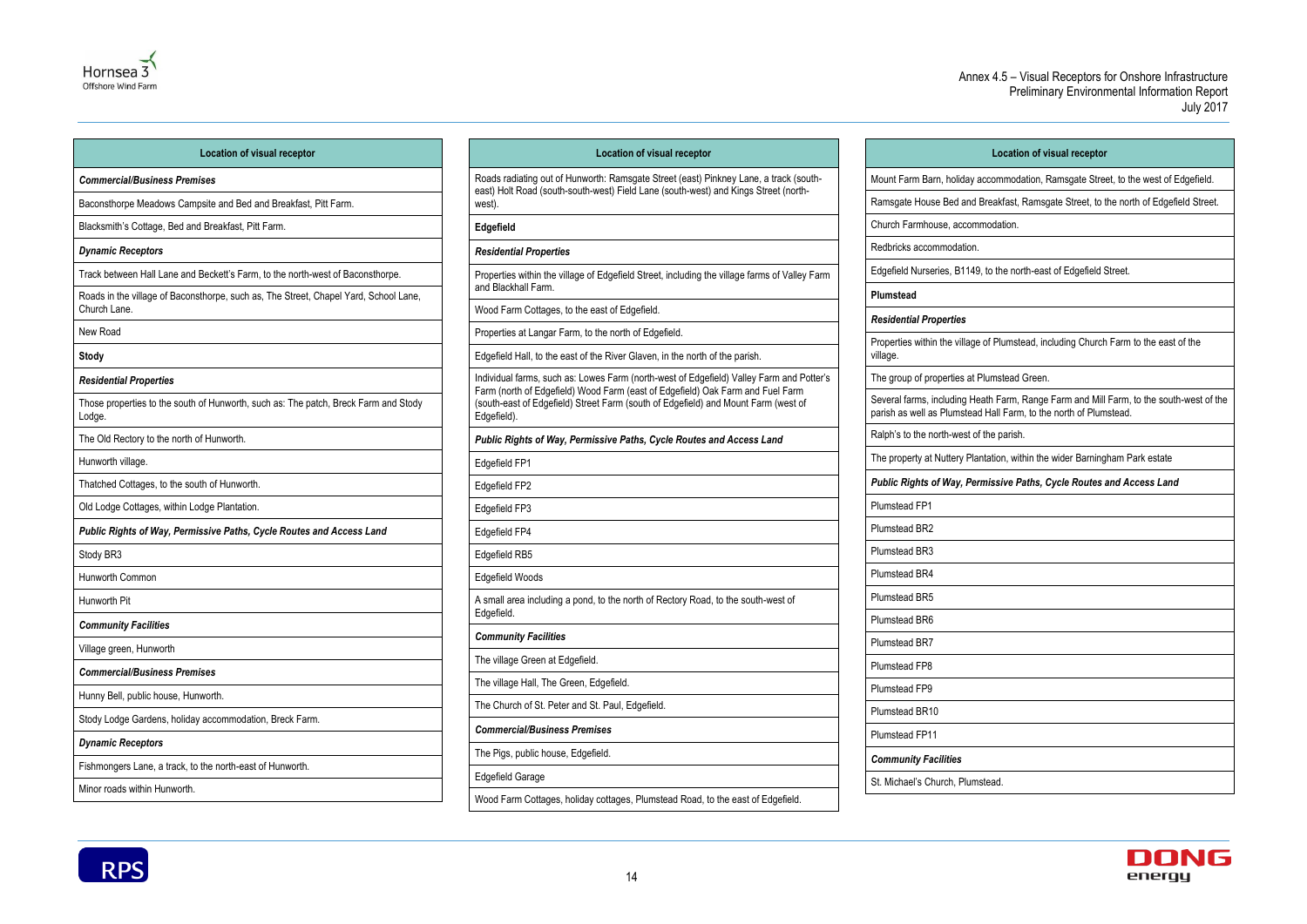| Location of visual receptor |
| --- |
| ***Commercial/Business Premises*** |
| Baconsthorpe Meadows Campsite and Bed and Breakfast, Pitt Farm. |
| Blacksmith's Cottage, Bed and Breakfast, Pitt Farm. |
| ***Dynamic Receptors*** |
| Track between Hall Lane and Beckett's Farm, to the north-west of Baconsthorpe. |
| Roads in the village of Baconsthorpe, such as, The Street, Chapel Yard, School Lane, Church Lane. |
| New Road |
| **Stody** |
| ***Residential Properties*** |
| Those properties to the south of Hunworth, such as: The patch, Breck Farm and Stody Lodge. |
| The Old Rectory to the north of Hunworth. |
| Hunworth village. |
| Thatched Cottages, to the south of Hunworth. |
| Old Lodge Cottages, within Lodge Plantation. |
| ***Public Rights of Way, Permissive Paths, Cycle Routes and Access Land*** |
| Stody BR3 |
| Hunworth Common |
| Hunworth Pit |
| ***Community Facilities*** |
| Village green, Hunworth |
| ***Commercial/Business Premises*** |
| Hunny Bell, public house, Hunworth. |
| Stody Lodge Gardens, holiday accommodation, Breck Farm. |
| ***Dynamic Receptors*** |
| Fishmongers Lane, a track, to the north-east of Hunworth. |
| Minor roads within Hunworth. |

| Location of visual receptor |
| --- |
| Roads radiating out of Hunworth: Ramsgate Street (east) Pinkney Lane, a track (south-east) Holt Road (south-south-west) Field Lane (south-west) and Kings Street (north-west). |
| **Edgefield** |
| ***Residential Properties*** |
| Properties within the village of Edgefield Street, including the village farms of Valley Farm and Blackhall Farm. |
| Wood Farm Cottages, to the east of Edgefield. |
| Properties at Langar Farm, to the north of Edgefield. |
| Edgefield Hall, to the east of the River Glaven, in the north of the parish. |
| Individual farms, such as: Lowes Farm (north-west of Edgefield) Valley Farm and Potter's Farm (north of Edgefield) Wood Farm (east of Edgefield) Oak Farm and Fuel Farm (south-east of Edgefield) Street Farm (south of Edgefield) and Mount Farm (west of Edgefield). |
| ***Public Rights of Way, Permissive Paths, Cycle Routes and Access Land*** |
| Edgefield FP1 |
| Edgefield FP2 |
| Edgefield FP3 |
| Edgefield FP4 |
| Edgefield RB5 |
| Edgefield Woods |
| A small area including a pond, to the north of Rectory Road, to the south-west of Edgefield. |
| ***Community Facilities*** |
| The village Green at Edgefield. |
| The village Hall, The Green, Edgefield. |
| The Church of St. Peter and St. Paul, Edgefield. |
| ***Commercial/Business Premises*** |
| The Pigs, public house, Edgefield. |
| Edgefield Garage |
| Wood Farm Cottages, holiday cottages, Plumstead Road, to the east of Edgefield. |

| Location of visual receptor |
| --- |
| Mount Farm Barn, holiday accommodation, Ramsgate Street, to the west of Edgefield. |
| Ramsgate House Bed and Breakfast, Ramsgate Street, to the north of Edgefield Street. |
| Church Farmhouse, accommodation. |
| Redbricks accommodation. |
| Edgefield Nurseries, B1149, to the north-east of Edgefield Street. |
| **Plumstead** |
| ***Residential Properties*** |
| Properties within the village of Plumstead, including Church Farm to the east of the village. |
| The group of properties at Plumstead Green. |
| Several farms, including Heath Farm, Range Farm and Mill Farm, to the south-west of the parish as well as Plumstead Hall Farm, to the north of Plumstead. |
| Ralph's to the north-west of the parish. |
| The property at Nuttery Plantation, within the wider Barningham Park estate |
| ***Public Rights of Way, Permissive Paths, Cycle Routes and Access Land*** |
| Plumstead FP1 |
| Plumstead BR2 |
| Plumstead BR3 |
| Plumstead BR4 |
| Plumstead BR5 |
| Plumstead BR6 |
| Plumstead BR7 |
| Plumstead FP8 |
| Plumstead FP9 |
| Plumstead BR10 |
| Plumstead FP11 |
| ***Community Facilities*** |
| St. Michael's Church, Plumstead. |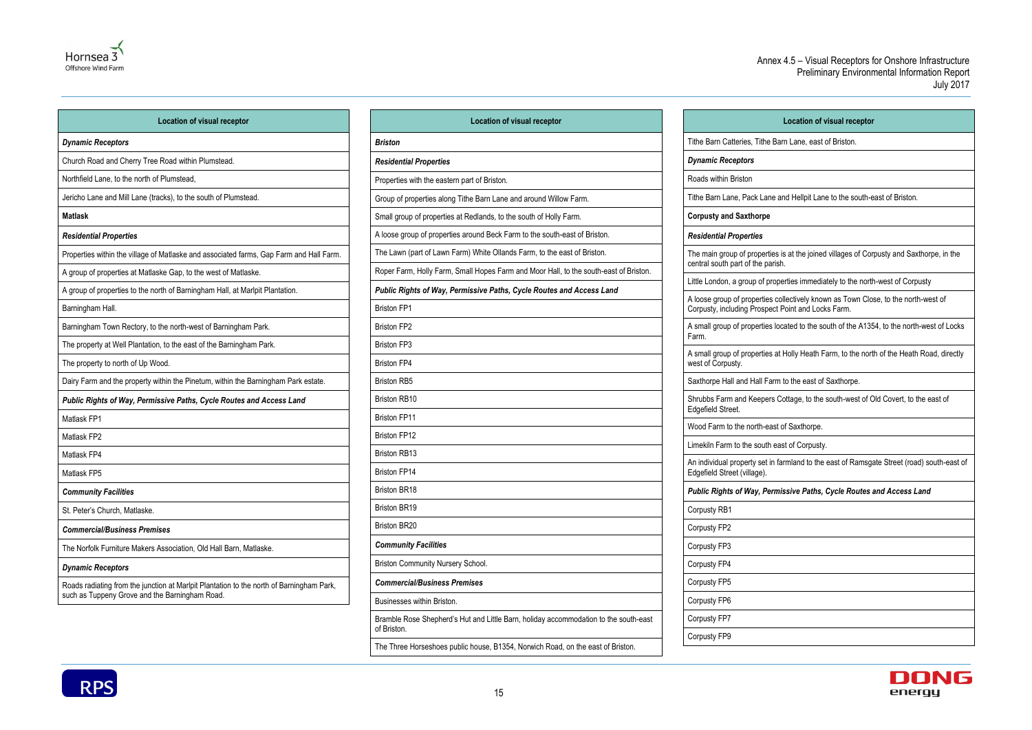| Location of visual receptor |
|---|
| ***Dynamic Receptors*** |
| Church Road and Cherry Tree Road within Plumstead. |
| Northfield Lane, to the north of Plumstead, |
| Jericho Lane and Mill Lane (tracks), to the south of Plumstead. |
| **Matlask** |
| ***Residential Properties*** |
| Properties within the village of Matlaske and associated farms, Gap Farm and Hall Farm. |
| A group of properties at Matlaske Gap, to the west of Matlaske. |
| A group of properties to the north of Barningham Hall, at Marlpit Plantation. |
| Barningham Hall. |
| Barningham Town Rectory, to the north-west of Barningham Park. |
| The property at Well Plantation, to the east of the Barningham Park. |
| The property to north of Up Wood. |
| Dairy Farm and the property within the Pinetum, within the Barningham Park estate. |
| ***Public Rights of Way, Permissive Paths, Cycle Routes and Access Land*** |
| Matlask FP1 |
| Matlask FP2 |
| Matlask FP4 |
| Matlask FP5 |
| ***Community Facilities*** |
| St. Peter's Church, Matlaske. |
| ***Commercial/Business Premises*** |
| The Norfolk Furniture Makers Association, Old Hall Barn, Matlaske. |
| ***Dynamic Receptors*** |
| Roads radiating from the junction at Marlpit Plantation to the north of Barningham Park, such as Tuppeny Grove and the Barningham Road. |

| Location of visual receptor |
|---|
| ***Briston*** |
| ***Residential Properties*** |
| Properties with the eastern part of Briston. |
| Group of properties along Tithe Barn Lane and around Willow Farm. |
| Small group of properties at Redlands, to the south of Holly Farm. |
| A loose group of properties around Beck Farm to the south-east of Briston. |
| The Lawn (part of Lawn Farm) White Ollands Farm, to the east of Briston. |
| Roper Farm, Holly Farm, Small Hopes Farm and Moor Hall, to the south-east of Briston. |
| ***Public Rights of Way, Permissive Paths, Cycle Routes and Access Land*** |
| Briston FP1 |
| Briston FP2 |
| Briston FP3 |
| Briston FP4 |
| Briston RB5 |
| Briston RB10 |
| Briston FP11 |
| Briston FP12 |
| Briston RB13 |
| Briston FP14 |
| Briston BR18 |
| Briston BR19 |
| Briston BR20 |
| ***Community Facilities*** |
| Briston Community Nursery School. |
| ***Commercial/Business Premises*** |
| Businesses within Briston. |
| Bramble Rose Shepherd's Hut and Little Barn, holiday accommodation to the south-east of Briston. |
| The Three Horseshoes public house, B1354, Norwich Road, on the east of Briston. |

| Location of visual receptor |
|---|
| Tithe Barn Catteries, Tithe Barn Lane, east of Briston. |
| ***Dynamic Receptors*** |
| Roads within Briston |
| Tithe Barn Lane, Pack Lane and Hellpit Lane to the south-east of Briston. |
| **Corpusty and Saxthorpe** |
| ***Residential Properties*** |
| The main group of properties is at the joined villages of Corpusty and Saxthorpe, in the central south part of the parish. |
| Little London, a group of properties immediately to the north-west of Corpusty |
| A loose group of properties collectively known as Town Close, to the north-west of Corpusty, including Prospect Point and Locks Farm. |
| A small group of properties located to the south of the A1354, to the north-west of Locks Farm. |
| A small group of properties at Holly Heath Farm, to the north of the Heath Road, directly west of Corpusty. |
| Saxthorpe Hall and Hall Farm to the east of Saxthorpe. |
| Shrubbs Farm and Keepers Cottage, to the south-west of Old Covert, to the east of Edgefield Street. |
| Wood Farm to the north-east of Saxthorpe. |
| Limekiln Farm to the south east of Corpusty. |
| An individual property set in farmland to the east of Ramsgate Street (road) south-east of Edgefield Street (village). |
| ***Public Rights of Way, Permissive Paths, Cycle Routes and Access Land*** |
| Corpusty RB1 |
| Corpusty FP2 |
| Corpusty FP3 |
| Corpusty FP4 |
| Corpusty FP5 |
| Corpusty FP6 |
| Corpusty FP7 |
| Corpusty FP9 |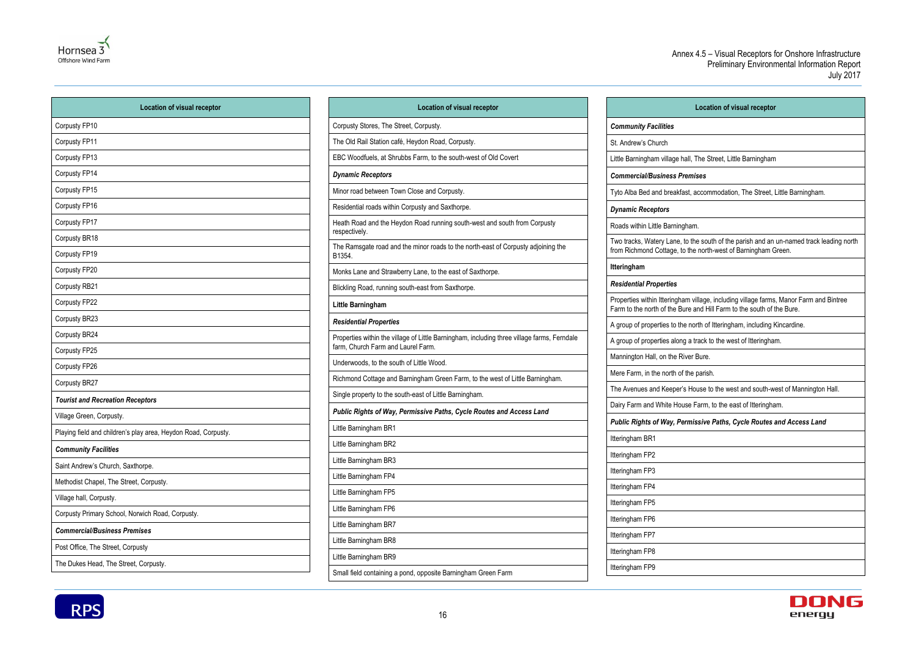| Location of visual receptor |
| --- |
| Corpusty FP10 |
| Corpusty FP11 |
| Corpusty FP13 |
| Corpusty FP14 |
| Corpusty FP15 |
| Corpusty FP16 |
| Corpusty FP17 |
| Corpusty BR18 |
| Corpusty FP19 |
| Corpusty FP20 |
| Corpusty RB21 |
| Corpusty FP22 |
| Corpusty BR23 |
| Corpusty BR24 |
| Corpusty FP25 |
| Corpusty FP26 |
| Corpusty BR27 |
| ***Tourist and Recreation Receptors*** |
| Village Green, Corpusty. |
| Playing field and children's play area, Heydon Road, Corpusty. |
| ***Community Facilities*** |
| Saint Andrew's Church, Saxthorpe. |
| Methodist Chapel, The Street, Corpusty. |
| Village hall, Corpusty. |
| Corpusty Primary School, Norwich Road, Corpusty. |
| ***Commercial/Business Premises*** |
| Post Office, The Street, Corpusty |
| The Dukes Head, The Street, Corpusty. |
| Corpusty Stores, The Street, Corpusty. |
| The Old Rail Station café, Heydon Road, Corpusty. |
| EBC Woodfuels, at Shrubbs Farm, to the south-west of Old Covert |
| ***Dynamic Receptors*** |
| Minor road between Town Close and Corpusty. |
| Residential roads within Corpusty and Saxthorpe. |
| Heath Road and the Heydon Road running south-west and south from Corpusty respectively. |
| The Ramsgate road and the minor roads to the north-east of Corpusty adjoining the B1354. |
| Monks Lane and Strawberry Lane, to the east of Saxthorpe. |
| Blickling Road, running south-east from Saxthorpe. |
| **Little Barningham** |
| ***Residential Properties*** |
| Properties within the village of Little Barningham, including three village farms, Ferndale farm, Church Farm and Laurel Farm. |
| Underwoods, to the south of Little Wood. |
| Richmond Cottage and Barningham Green Farm, to the west of Little Barningham. |
| Single property to the south-east of Little Barningham. |
| ***Public Rights of Way, Permissive Paths, Cycle Routes and Access Land*** |
| Little Barningham BR1 |
| Little Barningham BR2 |
| Little Barningham BR3 |
| Little Barningham FP4 |
| Little Barningham FP5 |
| Little Barningham FP6 |
| Little Barningham BR7 |
| Little Barningham BR8 |
| Little Barningham BR9 |
| Small field containing a pond, opposite Barningham Green Farm |
| ***Community Facilities*** |
| St. Andrew's Church |
| Little Barningham village hall, The Street, Little Barningham |
| ***Commercial/Business Premises*** |
| Tyto Alba Bed and breakfast, accommodation, The Street, Little Barningham. |
| ***Dynamic Receptors*** |
| Roads within Little Barningham. |
| Two tracks, Watery Lane, to the south of the parish and an un-named track leading north from Richmond Cottage, to the north-west of Barningham Green. |
| **Itteringham** |
| ***Residential Properties*** |
| Properties within Itteringham village, including village farms, Manor Farm and Bintree Farm to the north of the Bure and Hill Farm to the south of the Bure. |
| A group of properties to the north of Itteringham, including Kincardine. |
| A group of properties along a track to the west of Itteringham. |
| Mannington Hall, on the River Bure. |
| Mere Farm, in the north of the parish. |
| The Avenues and Keeper's House to the west and south-west of Mannington Hall. |
| Dairy Farm and White House Farm, to the east of Itteringham. |
| ***Public Rights of Way, Permissive Paths, Cycle Routes and Access Land*** |
| Itteringham BR1 |
| Itteringham FP2 |
| Itteringham FP3 |
| Itteringham FP4 |
| Itteringham FP5 |
| Itteringham FP6 |
| Itteringham FP7 |
| Itteringham FP8 |
| Itteringham FP9 |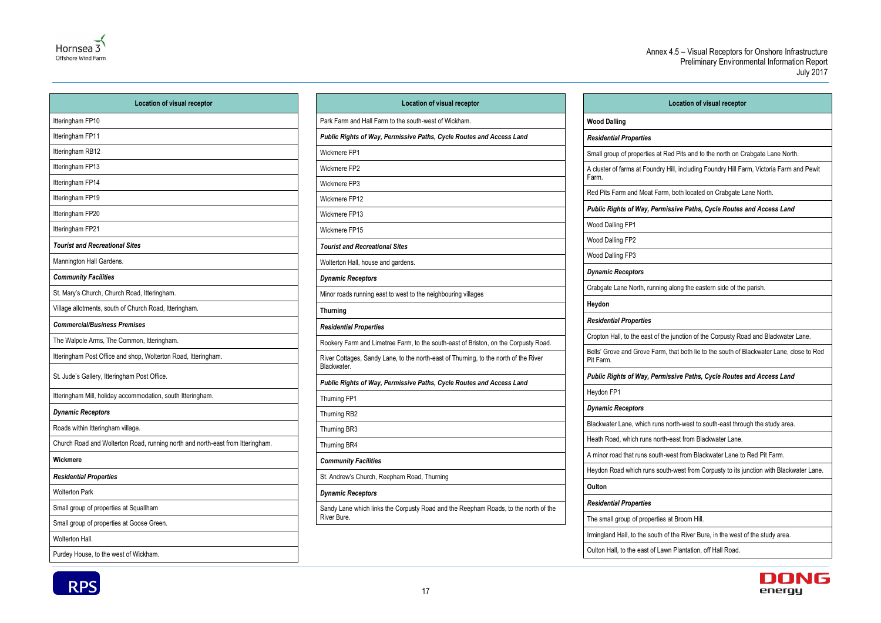| Location of visual receptor |
|---|
| Itteringham FP10 |
| Itteringham FP11 |
| Itteringham RB12 |
| Itteringham FP13 |
| Itteringham FP14 |
| Itteringham FP19 |
| Itteringham FP20 |
| Itteringham FP21 |
| ***Tourist and Recreational Sites*** |
| Mannington Hall Gardens. |
| ***Community Facilities*** |
| St. Mary's Church, Church Road, Itteringham. |
| Village allotments, south of Church Road, Itteringham. |
| ***Commercial/Business Premises*** |
| The Walpole Arms, The Common, Itteringham. |
| Itteringham Post Office and shop, Wolterton Road, Itteringham. |
| St. Jude's Gallery, Itteringham Post Office. |
| Itteringham Mill, holiday accommodation, south Itteringham. |
| ***Dynamic Receptors*** |
| Roads within Itteringham village. |
| Church Road and Wolterton Road, running north and north-east from Itteringham. |
| **Wickmere** |
| ***Residential Properties*** |
| Wolterton Park |
| Small group of properties at Squallham |
| Small group of properties at Goose Green. |
| Wolterton Hall. |
| Purdey House, to the west of Wickham. |
| Park Farm and Hall Farm to the south-west of Wickham. |
| ***Public Rights of Way, Permissive Paths, Cycle Routes and Access Land*** |
| Wickmere FP1 |
| Wickmere FP2 |
| Wickmere FP3 |
| Wickmere FP12 |
| Wickmere FP13 |
| Wickmere FP15 |
| ***Tourist and Recreational Sites*** |
| Wolterton Hall, house and gardens. |
| ***Dynamic Receptors*** |
| Minor roads running east to west to the neighbouring villages |
| **Thurning** |
| ***Residential Properties*** |
| Rookery Farm and Limetree Farm, to the south-east of Briston, on the Corpusty Road. |
| River Cottages, Sandy Lane, to the north-east of Thurning, to the north of the River Blackwater. |
| ***Public Rights of Way, Permissive Paths, Cycle Routes and Access Land*** |
| Thurning FP1 |
| Thurning RB2 |
| Thurning BR3 |
| Thurning BR4 |
| ***Community Facilities*** |
| St. Andrew's Church, Reepham Road, Thurning |
| ***Dynamic Receptors*** |
| Sandy Lane which links the Corpusty Road and the Reepham Roads, to the north of the River Bure. |
| **Wood Dalling** |
| ***Residential Properties*** |
| Small group of properties at Red Pits and to the north on Crabgate Lane North. |
| A cluster of farms at Foundry Hill, including Foundry Hill Farm, Victoria Farm and Pewit Farm. |
| Red Pits Farm and Moat Farm, both located on Crabgate Lane North. |
| ***Public Rights of Way, Permissive Paths, Cycle Routes and Access Land*** |
| Wood Dalling FP1 |
| Wood Dalling FP2 |
| Wood Dalling FP3 |
| ***Dynamic Receptors*** |
| Crabgate Lane North, running along the eastern side of the parish. |
| **Heydon** |
| ***Residential Properties*** |
| Cropton Hall, to the east of the junction of the Corpusty Road and Blackwater Lane. |
| Bells' Grove and Grove Farm, that both lie to the south of Blackwater Lane, close to Red Pit Farm. |
| ***Public Rights of Way, Permissive Paths, Cycle Routes and Access Land*** |
| Heydon FP1 |
| ***Dynamic Receptors*** |
| Blackwater Lane, which runs north-west to south-east through the study area. |
| Heath Road, which runs north-east from Blackwater Lane. |
| A minor road that runs south-west from Blackwater Lane to Red Pit Farm. |
| Heydon Road which runs south-west from Corpusty to its junction with Blackwater Lane. |
| **Oulton** |
| ***Residential Properties*** |
| The small group of properties at Broom Hill. |
| Irmingland Hall, to the south of the River Bure, in the west of the study area. |
| Oulton Hall, to the east of Lawn Plantation, off Hall Road. |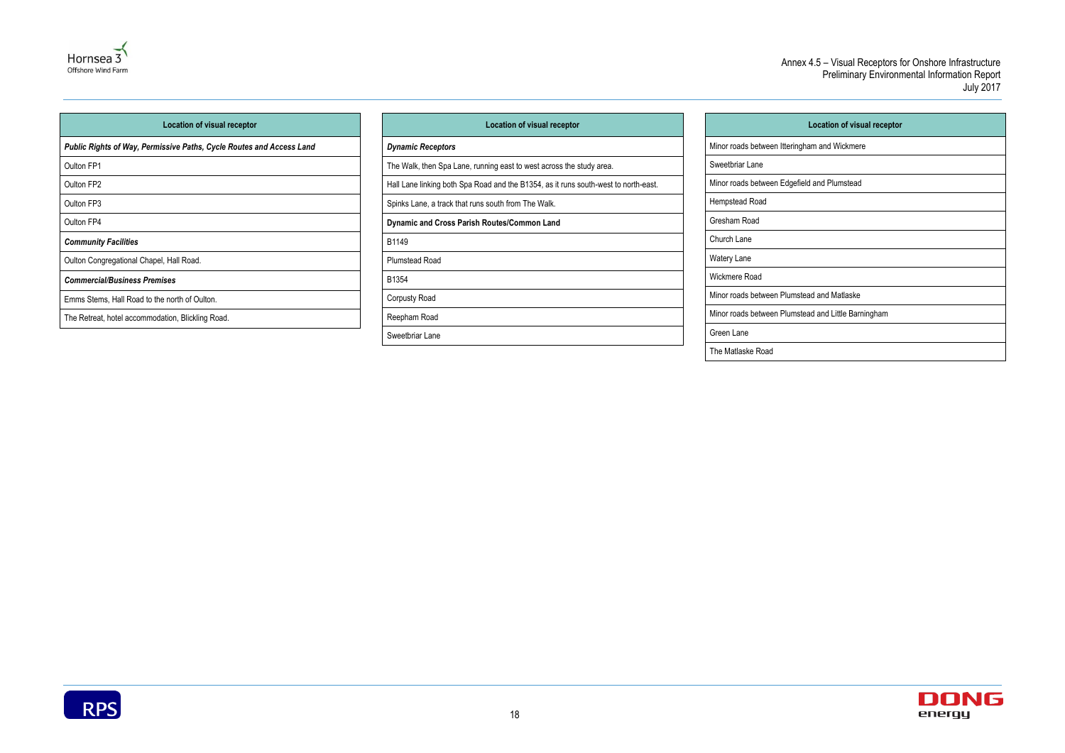| Location of visual receptor |
| --- |
| ***Public Rights of Way, Permissive Paths, Cycle Routes and Access Land*** |
| Oulton FP1 |
| Oulton FP2 |
| Oulton FP3 |
| Oulton FP4 |
| ***Community Facilities*** |
| Oulton Congregational Chapel, Hall Road. |
| ***Commercial/Business Premises*** |
| Emms Stems, Hall Road to the north of Oulton. |
| The Retreat, hotel accommodation, Blickling Road. |

| Location of visual receptor |
| --- |
| ***Dynamic Receptors*** |
| The Walk, then Spa Lane, running east to west across the study area. |
| Hall Lane linking both Spa Road and the B1354, as it runs south-west to north-east. |
| Spinks Lane, a track that runs south from The Walk. |
| **Dynamic and Cross Parish Routes/Common Land** |
| B1149 |
| Plumstead Road |
| B1354 |
| Corpusty Road |
| Reepham Road |
| Sweetbriar Lane |

| Location of visual receptor |
| --- |
| Minor roads between Itteringham and Wickmere |
| Sweetbriar Lane |
| Minor roads between Edgefield and Plumstead |
| Hempstead Road |
| Gresham Road |
| Church Lane |
| Watery Lane |
| Wickmere Road |
| Minor roads between Plumstead and Matlaske |
| Minor roads between Plumstead and Little Barningham |
| Green Lane |
| The Matlaske Road |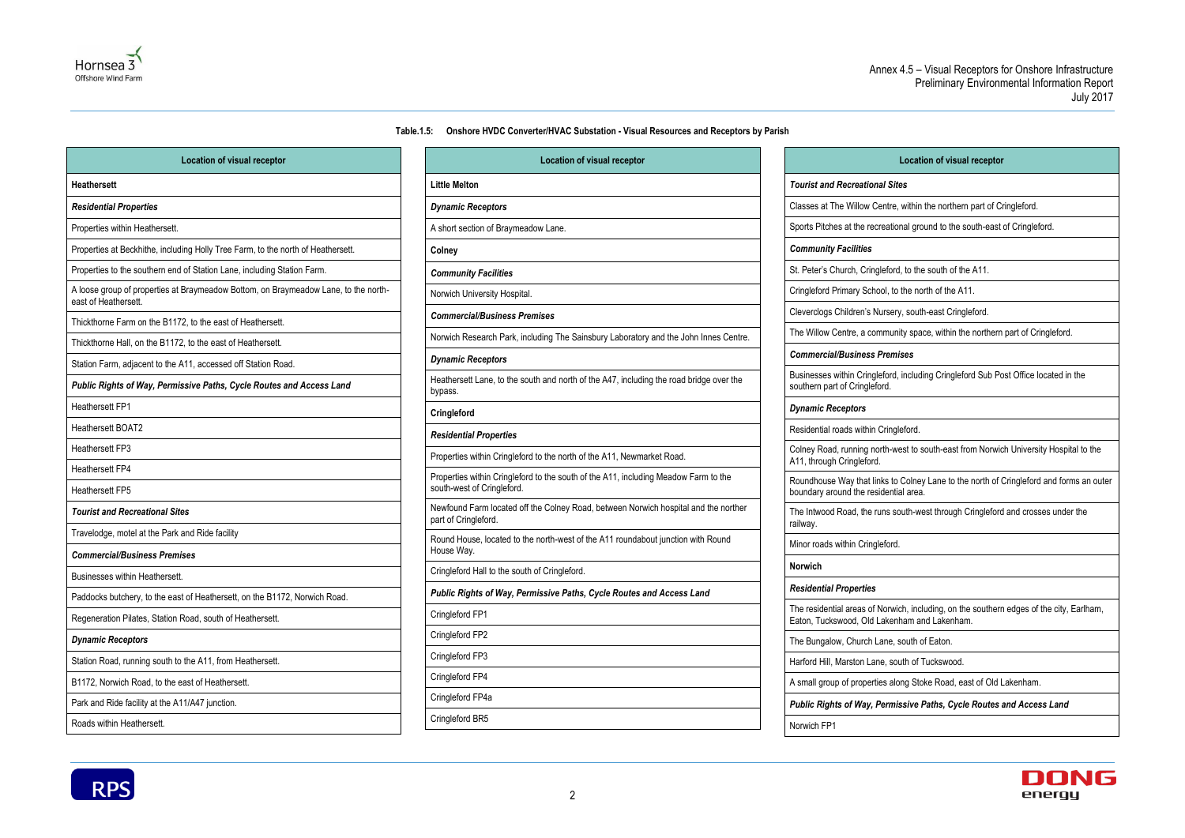**Table.1.5: Onshore HVDC Converter/HVAC Substation - Visual Resources and Receptors by Parish**

| Location of visual receptor |
|---|
| **Heathersett** |
| ***Residential Properties*** |
| Properties within Heathersett. |
| Properties at Beckhithe, including Holly Tree Farm, to the north of Heathersett. |
| Properties to the southern end of Station Lane, including Station Farm. |
| A loose group of properties at Braymeadow Bottom, on Braymeadow Lane, to the north-east of Heathersett. |
| Thickthorne Farm on the B1172, to the east of Heathersett. |
| Thickthorne Hall, on the B1172, to the east of Heathersett. |
| Station Farm, adjacent to the A11, accessed off Station Road. |
| ***Public Rights of Way, Permissive Paths, Cycle Routes and Access Land*** |
| Heathersett FP1 |
| Heathersett BOAT2 |
| Heathersett FP3 |
| Heathersett FP4 |
| Heathersett FP5 |
| ***Tourist and Recreational Sites*** |
| Travelodge, motel at the Park and Ride facility |
| ***Commercial/Business Premises*** |
| Businesses within Heathersett. |
| Paddocks butchery, to the east of Heathersett, on the B1172, Norwich Road. |
| Regeneration Pilates, Station Road, south of Heathersett. |
| ***Dynamic Receptors*** |
| Station Road, running south to the A11, from Heathersett. |
| B1172, Norwich Road, to the east of Heathersett. |
| Park and Ride facility at the A11/A47 junction. |
| Roads within Heathersett. |
| **Little Melton** |
| ***Dynamic Receptors*** |
| A short section of Braymeadow Lane. |
| **Colney** |
| ***Community Facilities*** |
| Norwich University Hospital. |
| ***Commercial/Business Premises*** |
| Norwich Research Park, including The Sainsbury Laboratory and the John Innes Centre. |
| ***Dynamic Receptors*** |
| Heathersett Lane, to the south and north of the A47, including the road bridge over the bypass. |
| **Cringleford** |
| ***Residential Properties*** |
| Properties within Cringleford to the north of the A11, Newmarket Road. |
| Properties within Cringleford to the south of the A11, including Meadow Farm to the south-west of Cringleford. |
| Newfound Farm located off the Colney Road, between Norwich hospital and the norther part of Cringleford. |
| Round House, located to the north-west of the A11 roundabout junction with Round House Way. |
| Cringleford Hall to the south of Cringleford. |
| ***Public Rights of Way, Permissive Paths, Cycle Routes and Access Land*** |
| Cringleford FP1 |
| Cringleford FP2 |
| Cringleford FP3 |
| Cringleford FP4 |
| Cringleford FP4a |
| Cringleford BR5 |
| ***Tourist and Recreational Sites*** |
| Classes at The Willow Centre, within the northern part of Cringleford. |
| Sports Pitches at the recreational ground to the south-east of Cringleford. |
| ***Community Facilities*** |
| St. Peter's Church, Cringleford, to the south of the A11. |
| Cringleford Primary School, to the north of the A11. |
| Cleverclogs Children's Nursery, south-east Cringleford. |
| The Willow Centre, a community space, within the northern part of Cringleford. |
| ***Commercial/Business Premises*** |
| Businesses within Cringleford, including Cringleford Sub Post Office located in the southern part of Cringleford. |
| ***Dynamic Receptors*** |
| Residential roads within Cringleford. |
| Colney Road, running north-west to south-east from Norwich University Hospital to the A11, through Cringleford. |
| Roundhouse Way that links to Colney Lane to the north of Cringleford and forms an outer boundary around the residential area. |
| The Intwood Road, the runs south-west through Cringleford and crosses under the railway. |
| Minor roads within Cringleford. |
| **Norwich** |
| ***Residential Properties*** |
| The residential areas of Norwich, including, on the southern edges of the city, Earlham, Eaton, Tuckswood, Old Lakenham and Lakenham. |
| The Bungalow, Church Lane, south of Eaton. |
| Harford Hill, Marston Lane, south of Tuckswood. |
| A small group of properties along Stoke Road, east of Old Lakenham. |
| ***Public Rights of Way, Permissive Paths, Cycle Routes and Access Land*** |
| Norwich FP1 |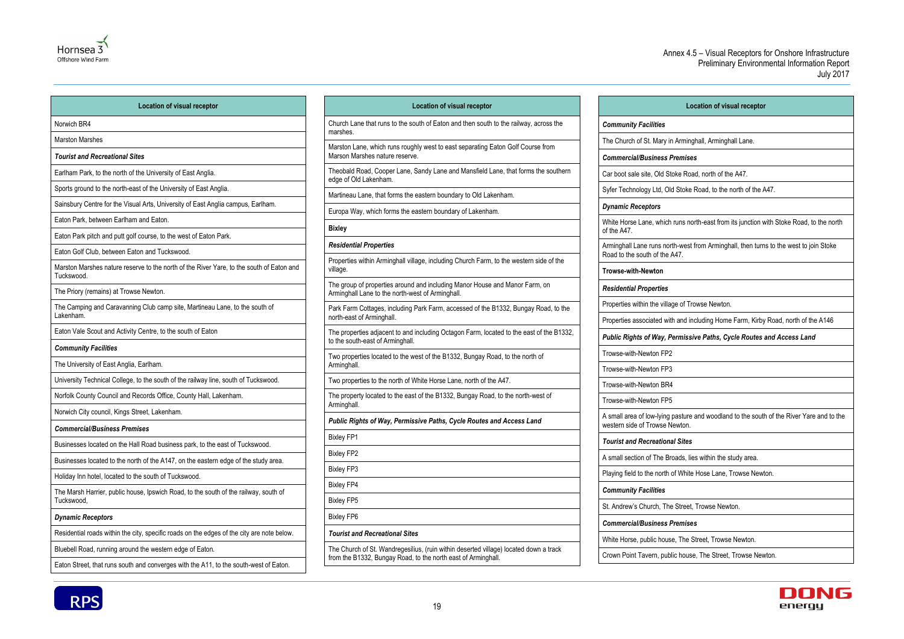| Location of visual receptor |
| --- |
| Norwich BR4 |
| Marston Marshes |
| ***Tourist and Recreational Sites*** |
| Earlham Park, to the north of the University of East Anglia. |
| Sports ground to the north-east of the University of East Anglia. |
| Sainsbury Centre for the Visual Arts, University of East Anglia campus, Earlham. |
| Eaton Park, between Earlham and Eaton. |
| Eaton Park pitch and putt golf course, to the west of Eaton Park. |
| Eaton Golf Club, between Eaton and Tuckswood. |
| Marston Marshes nature reserve to the north of the River Yare, to the south of Eaton and Tuckswood. |
| The Priory (remains) at Trowse Newton. |
| The Camping and Caravanning Club camp site, Martineau Lane, to the south of Lakenham. |
| Eaton Vale Scout and Activity Centre, to the south of Eaton |
| ***Community Facilities*** |
| The University of East Anglia, Earlham. |
| University Technical College, to the south of the railway line, south of Tuckswood. |
| Norfolk County Council and Records Office, County Hall, Lakenham. |
| Norwich City council, Kings Street, Lakenham. |
| ***Commercial/Business Premises*** |
| Businesses located on the Hall Road business park, to the east of Tuckswood. |
| Businesses located to the north of the A147, on the eastern edge of the study area. |
| Holiday Inn hotel, located to the south of Tuckswood. |
| The Marsh Harrier, public house, Ipswich Road, to the south of the railway, south of Tuckswood, |
| ***Dynamic Receptors*** |
| Residential roads within the city, specific roads on the edges of the city are note below. |
| Bluebell Road, running around the western edge of Eaton. |
| Eaton Street, that runs south and converges with the A11, to the south-west of Eaton. |

| Location of visual receptor |
| --- |
| Church Lane that runs to the south of Eaton and then south to the railway, across the marshes. |
| Marston Lane, which runs roughly west to east separating Eaton Golf Course from Marson Marshes nature reserve. |
| Theobald Road, Cooper Lane, Sandy Lane and Mansfield Lane, that forms the southern edge of Old Lakenham. |
| Martineau Lane, that forms the eastern boundary to Old Lakenham. |
| Europa Way, which forms the eastern boundary of Lakenham. |
| **Bixley** |
| ***Residential Properties*** |
| Properties within Arminghall village, including Church Farm, to the western side of the village. |
| The group of properties around and including Manor House and Manor Farm, on Arminghall Lane to the north-west of Arminghall. |
| Park Farm Cottages, including Park Farm, accessed of the B1332, Bungay Road, to the north-east of Arminghall. |
| The properties adjacent to and including Octagon Farm, located to the east of the B1332, to the south-east of Arminghall. |
| Two properties located to the west of the B1332, Bungay Road, to the north of Arminghall. |
| Two properties to the north of White Horse Lane, north of the A47. |
| The property located to the east of the B1332, Bungay Road, to the north-west of Arminghall. |
| ***Public Rights of Way, Permissive Paths, Cycle Routes and Access Land*** |
| Bixley FP1 |
| Bixley FP2 |
| Bixley FP3 |
| Bixley FP4 |
| Bixley FP5 |
| Bixley FP6 |
| ***Tourist and Recreational Sites*** |
| The Church of St. Wandregesilius, (ruin within deserted village) located down a track from the B1332, Bungay Road, to the north east of Arminghall. |

| Location of visual receptor |
| --- |
| ***Community Facilities*** |
| The Church of St. Mary in Arminghall, Arminghall Lane. |
| ***Commercial/Business Premises*** |
| Car boot sale site, Old Stoke Road, north of the A47. |
| Syfer Technology Ltd, Old Stoke Road, to the north of the A47. |
| ***Dynamic Receptors*** |
| White Horse Lane, which runs north-east from its junction with Stoke Road, to the north of the A47. |
| Arminghall Lane runs north-west from Arminghall, then turns to the west to join Stoke Road to the south of the A47. |
| **Trowse-with-Newton** |
| ***Residential Properties*** |
| Properties within the village of Trowse Newton. |
| Properties associated with and including Home Farm, Kirby Road, north of the A146 |
| ***Public Rights of Way, Permissive Paths, Cycle Routes and Access Land*** |
| Trowse-with-Newton FP2 |
| Trowse-with-Newton FP3 |
| Trowse-with-Newton BR4 |
| Trowse-with-Newton FP5 |
| A small area of low-lying pasture and woodland to the south of the River Yare and to the western side of Trowse Newton. |
| ***Tourist and Recreational Sites*** |
| A small section of The Broads, lies within the study area. |
| Playing field to the north of White Hose Lane, Trowse Newton. |
| ***Community Facilities*** |
| St. Andrew's Church, The Street, Trowse Newton. |
| ***Commercial/Business Premises*** |
| White Horse, public house, The Street, Trowse Newton. |
| Crown Point Tavern, public house, The Street, Trowse Newton. |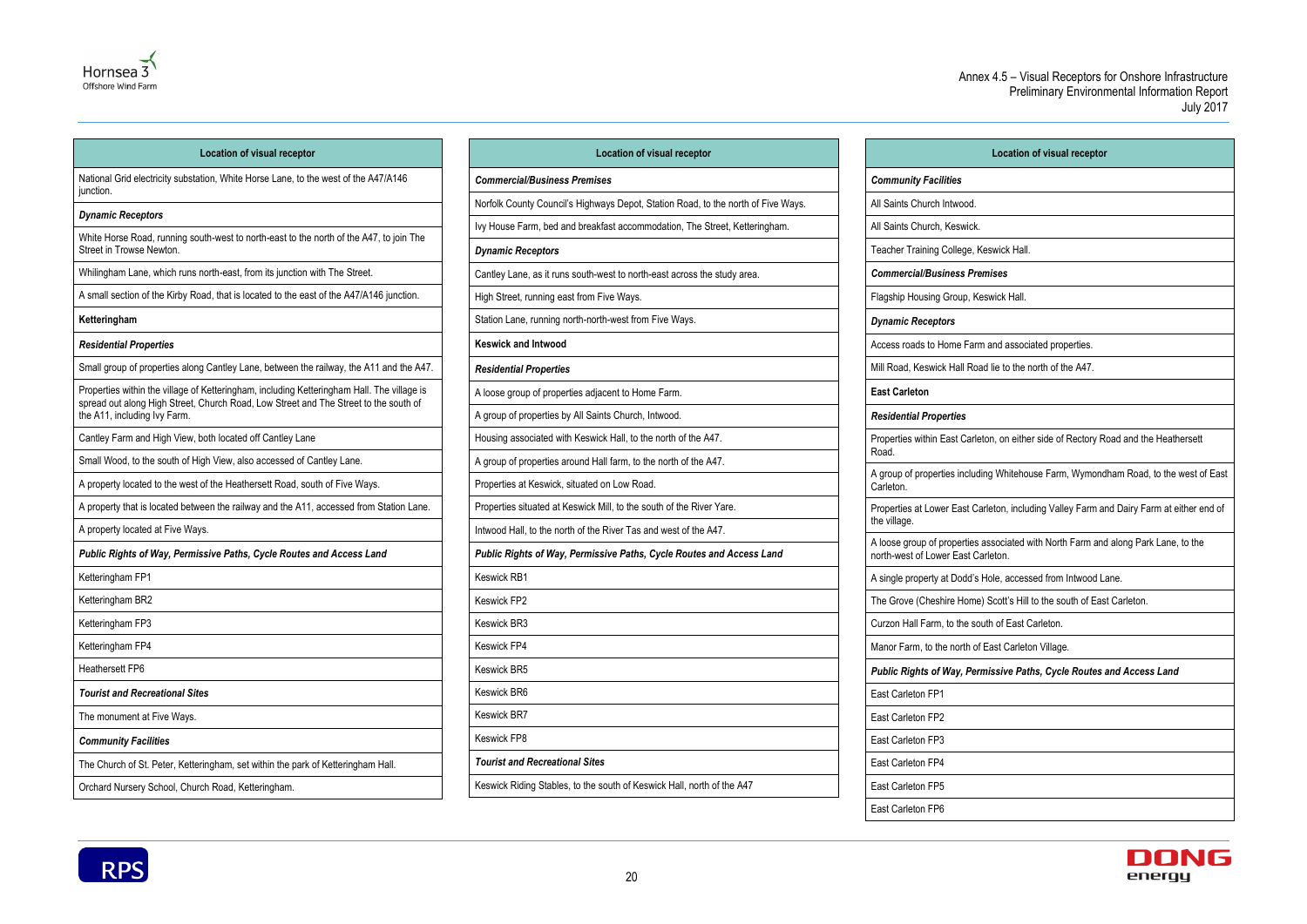| Location of visual receptor |
| --- |
| National Grid electricity substation, White Horse Lane, to the west of the A47/A146 junction. |
| ***Dynamic Receptors*** |
| White Horse Road, running south-west to north-east to the north of the A47, to join The Street in Trowse Newton. |
| Whilingham Lane, which runs north-east, from its junction with The Street. |
| A small section of the Kirby Road, that is located to the east of the A47/A146 junction. |
| **Ketteringham** |
| ***Residential Properties*** |
| Small group of properties along Cantley Lane, between the railway, the A11 and the A47. |
| Properties within the village of Ketteringham, including Ketteringham Hall. The village is spread out along High Street, Church Road, Low Street and The Street to the south of the A11, including Ivy Farm. |
| Cantley Farm and High View, both located off Cantley Lane |
| Small Wood, to the south of High View, also accessed of Cantley Lane. |
| A property located to the west of the Heathersett Road, south of Five Ways. |
| A property that is located between the railway and the A11, accessed from Station Lane. |
| A property located at Five Ways. |
| ***Public Rights of Way, Permissive Paths, Cycle Routes and Access Land*** |
| Ketteringham FP1 |
| Ketteringham BR2 |
| Ketteringham FP3 |
| Ketteringham FP4 |
| Heathersett FP6 |
| ***Tourist and Recreational Sites*** |
| The monument at Five Ways. |
| ***Community Facilities*** |
| The Church of St. Peter, Ketteringham, set within the park of Ketteringham Hall. |
| Orchard Nursery School, Church Road, Ketteringham. |
| ***Commercial/Business Premises*** |
| Norfolk County Council's Highways Depot, Station Road, to the north of Five Ways. |
| Ivy House Farm, bed and breakfast accommodation, The Street, Ketteringham. |
| ***Dynamic Receptors*** |
| Cantley Lane, as it runs south-west to north-east across the study area. |
| High Street, running east from Five Ways. |
| Station Lane, running north-north-west from Five Ways. |
| **Keswick and Intwood** |
| ***Residential Properties*** |
| A loose group of properties adjacent to Home Farm. |
| A group of properties by All Saints Church, Intwood. |
| Housing associated with Keswick Hall, to the north of the A47. |
| A group of properties around Hall farm, to the north of the A47. |
| Properties at Keswick, situated on Low Road. |
| Properties situated at Keswick Mill, to the south of the River Yare. |
| Intwood Hall, to the north of the River Tas and west of the A47. |
| ***Public Rights of Way, Permissive Paths, Cycle Routes and Access Land*** |
| Keswick RB1 |
| Keswick FP2 |
| Keswick BR3 |
| Keswick FP4 |
| Keswick BR5 |
| Keswick BR6 |
| Keswick BR7 |
| Keswick FP8 |
| ***Tourist and Recreational Sites*** |
| Keswick Riding Stables, to the south of Keswick Hall, north of the A47 |
| ***Community Facilities*** |
| All Saints Church Intwood. |
| All Saints Church, Keswick. |
| Teacher Training College, Keswick Hall. |
| ***Commercial/Business Premises*** |
| Flagship Housing Group, Keswick Hall. |
| ***Dynamic Receptors*** |
| Access roads to Home Farm and associated properties. |
| Mill Road, Keswick Hall Road lie to the north of the A47. |
| **East Carleton** |
| ***Residential Properties*** |
| Properties within East Carleton, on either side of Rectory Road and the Heathersett Road. |
| A group of properties including Whitehouse Farm, Wymondham Road, to the west of East Carleton. |
| Properties at Lower East Carleton, including Valley Farm and Dairy Farm at either end of the village. |
| A loose group of properties associated with North Farm and along Park Lane, to the north-west of Lower East Carleton. |
| A single property at Dodd's Hole, accessed from Intwood Lane. |
| The Grove (Cheshire Home) Scott's Hill to the south of East Carleton. |
| Curzon Hall Farm, to the south of East Carleton. |
| Manor Farm, to the north of East Carleton Village. |
| ***Public Rights of Way, Permissive Paths, Cycle Routes and Access Land*** |
| East Carleton FP1 |
| East Carleton FP2 |
| East Carleton FP3 |
| East Carleton FP4 |
| East Carleton FP5 |
| East Carleton FP6 |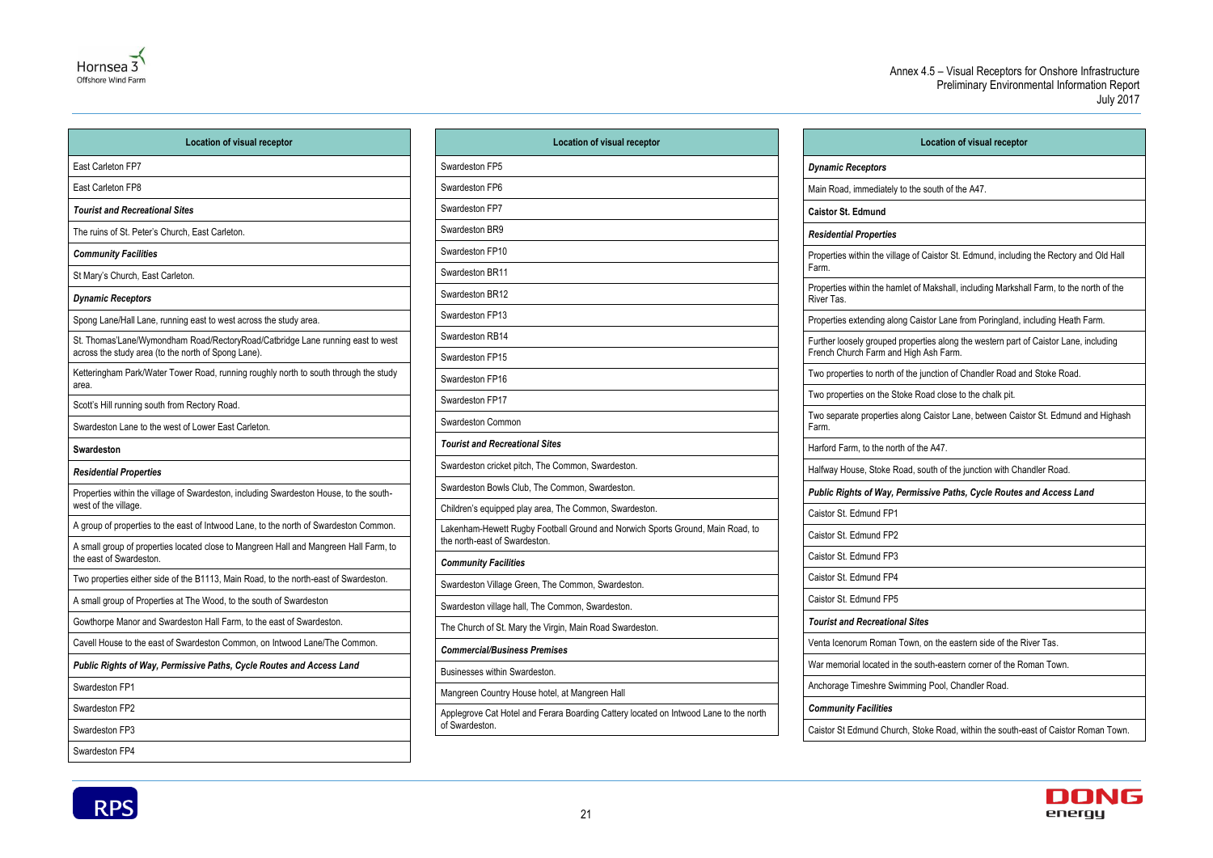| Location of visual receptor |
| --- |
| East Carleton FP7 |
| East Carleton FP8 |
| ***Tourist and Recreational Sites*** |
| The ruins of St. Peter's Church, East Carleton. |
| ***Community Facilities*** |
| St Mary's Church, East Carleton. |
| ***Dynamic Receptors*** |
| Spong Lane/Hall Lane, running east to west across the study area. |
| St. Thomas'Lane/Wymondham Road/RectoryRoad/Catbridge Lane running east to west across the study area (to the north of Spong Lane). |
| Ketteringham Park/Water Tower Road, running roughly north to south through the study area. |
| Scott's Hill running south from Rectory Road. |
| Swardeston Lane to the west of Lower East Carleton. |
| **Swardeston** |
| ***Residential Properties*** |
| Properties within the village of Swardeston, including Swardeston House, to the south-west of the village. |
| A group of properties to the east of Intwood Lane, to the north of Swardeston Common. |
| A small group of properties located close to Mangreen Hall and Mangreen Hall Farm, to the east of Swardeston. |
| Two properties either side of the B1113, Main Road, to the north-east of Swardeston. |
| A small group of Properties at The Wood, to the south of Swardeston |
| Gowthorpe Manor and Swardeston Hall Farm, to the east of Swardeston. |
| Cavell House to the east of Swardeston Common, on Intwood Lane/The Common. |
| ***Public Rights of Way, Permissive Paths, Cycle Routes and Access Land*** |
| Swardeston FP1 |
| Swardeston FP2 |
| Swardeston FP3 |
| Swardeston FP4 |

| Location of visual receptor |
| --- |
| Swardeston FP5 |
| Swardeston FP6 |
| Swardeston FP7 |
| Swardeston BR9 |
| Swardeston FP10 |
| Swardeston BR11 |
| Swardeston BR12 |
| Swardeston FP13 |
| Swardeston RB14 |
| Swardeston FP15 |
| Swardeston FP16 |
| Swardeston FP17 |
| Swardeston Common |
| ***Tourist and Recreational Sites*** |
| Swardeston cricket pitch, The Common, Swardeston. |
| Swardeston Bowls Club, The Common, Swardeston. |
| Children's equipped play area, The Common, Swardeston. |
| Lakenham-Hewett Rugby Football Ground and Norwich Sports Ground, Main Road, to the north-east of Swardeston. |
| ***Community Facilities*** |
| Swardeston Village Green, The Common, Swardeston. |
| Swardeston village hall, The Common, Swardeston. |
| The Church of St. Mary the Virgin, Main Road Swardeston. |
| ***Commercial/Business Premises*** |
| Businesses within Swardeston. |
| Mangreen Country House hotel, at Mangreen Hall |
| Applegrove Cat Hotel and Ferara Boarding Cattery located on Intwood Lane to the north of Swardeston. |

| Location of visual receptor |
| --- |
| ***Dynamic Receptors*** |
| Main Road, immediately to the south of the A47. |
| **Caistor St. Edmund** |
| ***Residential Properties*** |
| Properties within the village of Caistor St. Edmund, including the Rectory and Old Hall Farm. |
| Properties within the hamlet of Makshall, including Markshall Farm, to the north of the River Tas. |
| Properties extending along Caistor Lane from Poringland, including Heath Farm. |
| Further loosely grouped properties along the western part of Caistor Lane, including French Church Farm and High Ash Farm. |
| Two properties to north of the junction of Chandler Road and Stoke Road. |
| Two properties on the Stoke Road close to the chalk pit. |
| Two separate properties along Caistor Lane, between Caistor St. Edmund and Highash Farm. |
| Harford Farm, to the north of the A47. |
| Halfway House, Stoke Road, south of the junction with Chandler Road. |
| ***Public Rights of Way, Permissive Paths, Cycle Routes and Access Land*** |
| Caistor St. Edmund FP1 |
| Caistor St. Edmund FP2 |
| Caistor St. Edmund FP3 |
| Caistor St. Edmund FP4 |
| Caistor St. Edmund FP5 |
| ***Tourist and Recreational Sites*** |
| Venta Icenorum Roman Town, on the eastern side of the River Tas. |
| War memorial located in the south-eastern corner of the Roman Town. |
| Anchorage Timeshre Swimming Pool, Chandler Road. |
| ***Community Facilities*** |
| Caistor St Edmund Church, Stoke Road, within the south-east of Caistor Roman Town. |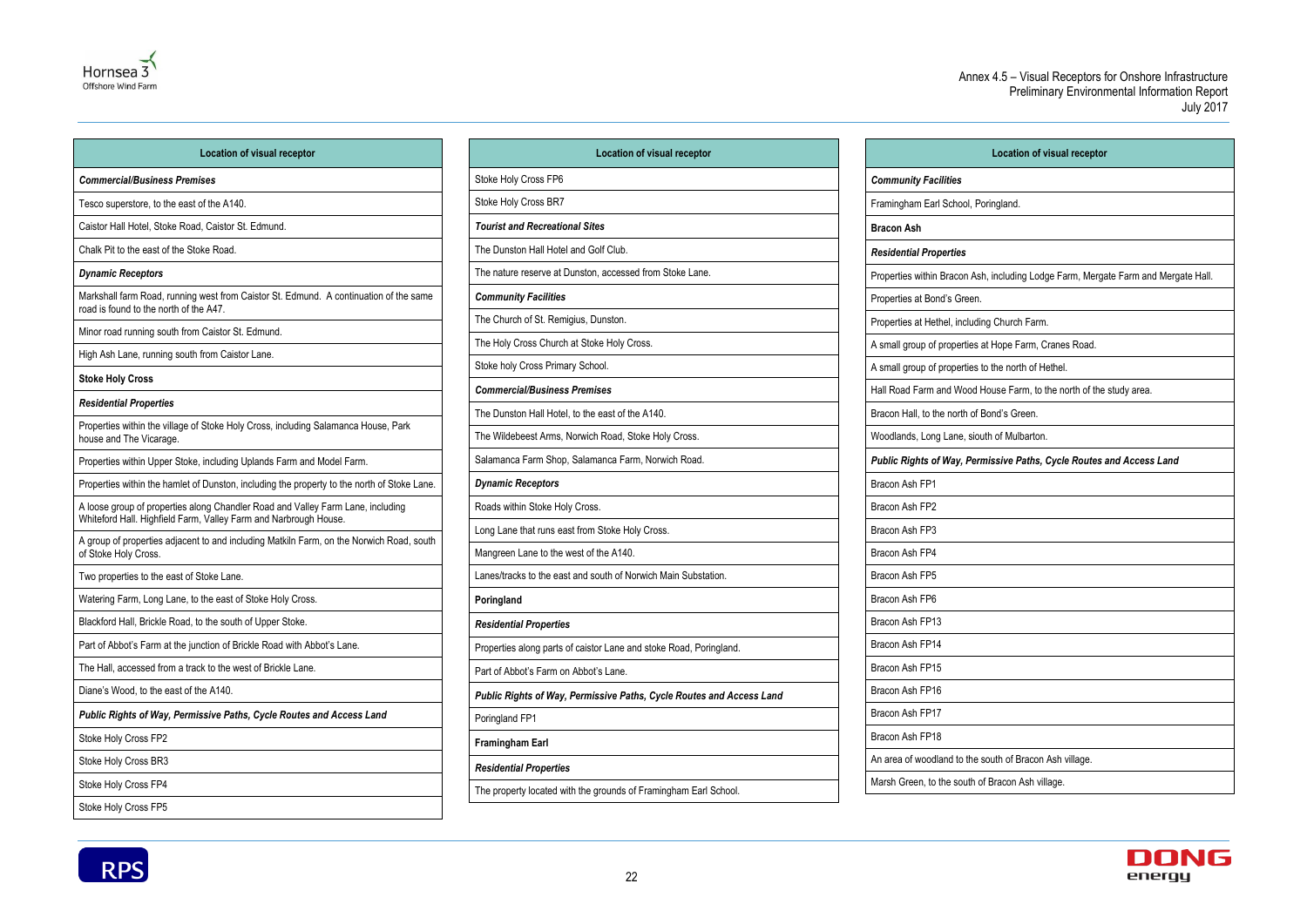| Location of visual receptor |
| --- |
| ***Commercial/Business Premises*** |
| Tesco superstore, to the east of the A140. |
| Caistor Hall Hotel, Stoke Road, Caistor St. Edmund. |
| Chalk Pit to the east of the Stoke Road. |
| ***Dynamic Receptors*** |
| Markshall farm Road, running west from Caistor St. Edmund. A continuation of the same road is found to the north of the A47. |
| Minor road running south from Caistor St. Edmund. |
| High Ash Lane, running south from Caistor Lane. |
| **Stoke Holy Cross** |
| ***Residential Properties*** |
| Properties within the village of Stoke Holy Cross, including Salamanca House, Park house and The Vicarage. |
| Properties within Upper Stoke, including Uplands Farm and Model Farm. |
| Properties within the hamlet of Dunston, including the property to the north of Stoke Lane. |
| A loose group of properties along Chandler Road and Valley Farm Lane, including Whiteford Hall. Highfield Farm, Valley Farm and Narbrough House. |
| A group of properties adjacent to and including Matkiln Farm, on the Norwich Road, south of Stoke Holy Cross. |
| Two properties to the east of Stoke Lane. |
| Watering Farm, Long Lane, to the east of Stoke Holy Cross. |
| Blackford Hall, Brickle Road, to the south of Upper Stoke. |
| Part of Abbot's Farm at the junction of Brickle Road with Abbot's Lane. |
| The Hall, accessed from a track to the west of Brickle Lane. |
| Diane's Wood, to the east of the A140. |
| ***Public Rights of Way, Permissive Paths, Cycle Routes and Access Land*** |
| Stoke Holy Cross FP2 |
| Stoke Holy Cross BR3 |
| Stoke Holy Cross FP4 |
| Stoke Holy Cross FP5 |
| Stoke Holy Cross FP6 |
| Stoke Holy Cross BR7 |
| ***Tourist and Recreational Sites*** |
| The Dunston Hall Hotel and Golf Club. |
| The nature reserve at Dunston, accessed from Stoke Lane. |
| ***Community Facilities*** |
| The Church of St. Remigius, Dunston. |
| The Holy Cross Church at Stoke Holy Cross. |
| Stoke holy Cross Primary School. |
| ***Commercial/Business Premises*** |
| The Dunston Hall Hotel, to the east of the A140. |
| The Wildebeest Arms, Norwich Road, Stoke Holy Cross. |
| Salamanca Farm Shop, Salamanca Farm, Norwich Road. |
| ***Dynamic Receptors*** |
| Roads within Stoke Holy Cross. |
| Long Lane that runs east from Stoke Holy Cross. |
| Mangreen Lane to the west of the A140. |
| Lanes/tracks to the east and south of Norwich Main Substation. |
| **Poringland** |
| ***Residential Properties*** |
| Properties along parts of caistor Lane and stoke Road, Poringland. |
| Part of Abbot's Farm on Abbot's Lane. |
| ***Public Rights of Way, Permissive Paths, Cycle Routes and Access Land*** |
| Poringland FP1 |
| **Framingham Earl** |
| ***Residential Properties*** |
| The property located with the grounds of Framingham Earl School. |
| ***Community Facilities*** |
| Framingham Earl School, Poringland. |
| **Bracon Ash** |
| ***Residential Properties*** |
| Properties within Bracon Ash, including Lodge Farm, Mergate Farm and Mergate Hall. |
| Properties at Bond's Green. |
| Properties at Hethel, including Church Farm. |
| A small group of properties at Hope Farm, Cranes Road. |
| A small group of properties to the north of Hethel. |
| Hall Road Farm and Wood House Farm, to the north of the study area. |
| Bracon Hall, to the north of Bond's Green. |
| Woodlands, Long Lane, siouth of Mulbarton. |
| ***Public Rights of Way, Permissive Paths, Cycle Routes and Access Land*** |
| Bracon Ash FP1 |
| Bracon Ash FP2 |
| Bracon Ash FP3 |
| Bracon Ash FP4 |
| Bracon Ash FP5 |
| Bracon Ash FP6 |
| Bracon Ash FP13 |
| Bracon Ash FP14 |
| Bracon Ash FP15 |
| Bracon Ash FP16 |
| Bracon Ash FP17 |
| Bracon Ash FP18 |
| An area of woodland to the south of Bracon Ash village. |
| Marsh Green, to the south of Bracon Ash village. |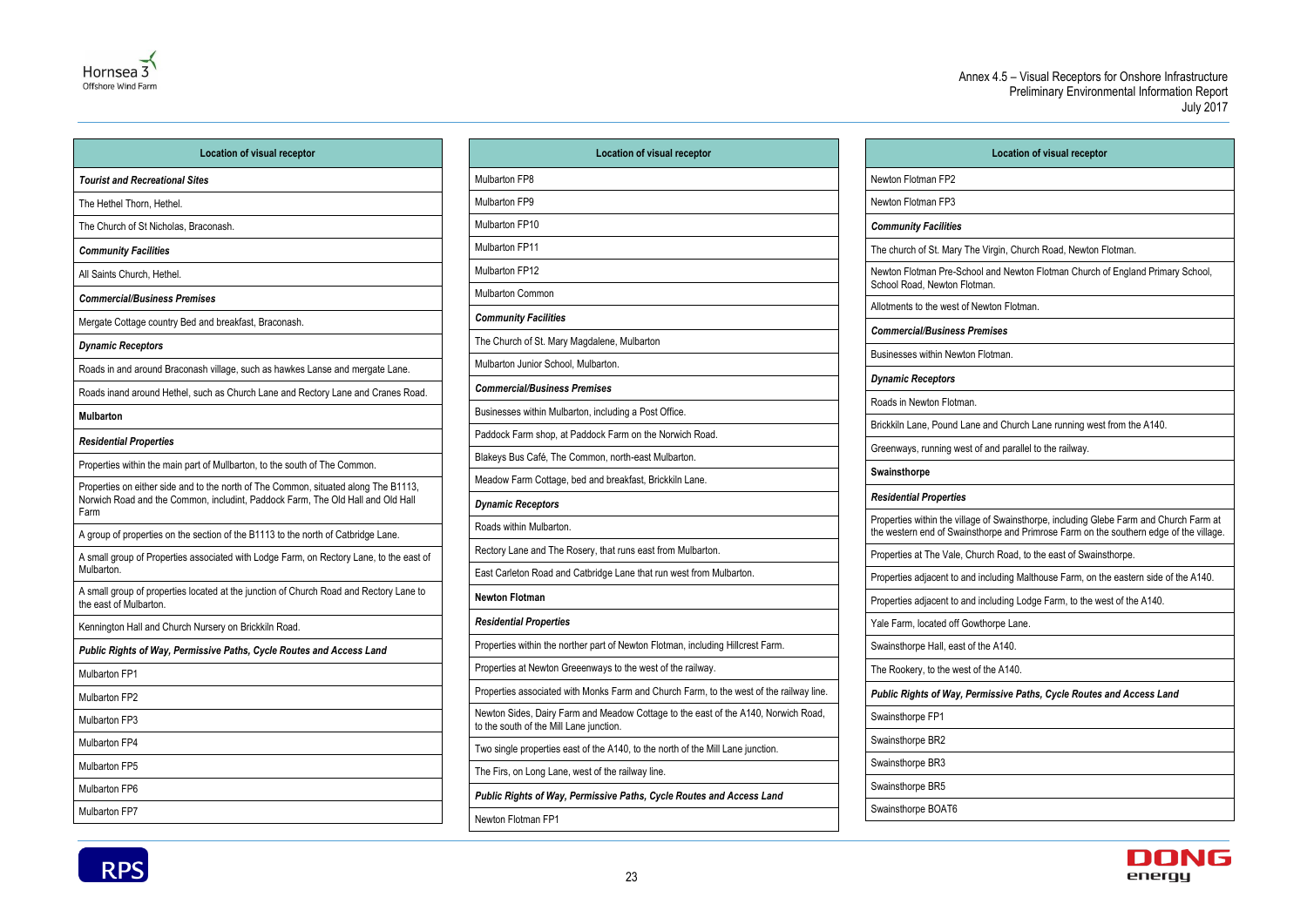| Location of visual receptor |
| --- |
| ***Tourist and Recreational Sites*** |
| The Hethel Thorn, Hethel. |
| The Church of St Nicholas, Braconash. |
| ***Community Facilities*** |
| All Saints Church, Hethel. |
| ***Commercial/Business Premises*** |
| Mergate Cottage country Bed and breakfast, Braconash. |
| ***Dynamic Receptors*** |
| Roads in and around Braconash village, such as hawkes Lanse and mergate Lane. |
| Roads inand around Hethel, such as Church Lane and Rectory Lane and Cranes Road. |
| **Mulbarton** |
| ***Residential Properties*** |
| Properties within the main part of Mullbarton, to the south of The Common. |
| Properties on either side and to the north of The Common, situated along The B1113, Norwich Road and the Common, includint, Paddock Farm, The Old Hall and Old Hall Farm |
| A group of properties on the section of the B1113 to the north of Catbridge Lane. |
| A small group of Properties associated with Lodge Farm, on Rectory Lane, to the east of Mulbarton. |
| A small group of properties located at the junction of Church Road and Rectory Lane to the east of Mulbarton. |
| Kennington Hall and Church Nursery on Brickkiln Road. |
| ***Public Rights of Way, Permissive Paths, Cycle Routes and Access Land*** |
| Mulbarton FP1 |
| Mulbarton FP2 |
| Mulbarton FP3 |
| Mulbarton FP4 |
| Mulbarton FP5 |
| Mulbarton FP6 |
| Mulbarton FP7 |

| Location of visual receptor |
| --- |
| Mulbarton FP8 |
| Mulbarton FP9 |
| Mulbarton FP10 |
| Mulbarton FP11 |
| Mulbarton FP12 |
| Mulbarton Common |
| ***Community Facilities*** |
| The Church of St. Mary Magdalene, Mulbarton |
| Mulbarton Junior School, Mulbarton. |
| ***Commercial/Business Premises*** |
| Businesses within Mulbarton, including a Post Office. |
| Paddock Farm shop, at Paddock Farm on the Norwich Road. |
| Blakeys Bus Café, The Common, north-east Mulbarton. |
| Meadow Farm Cottage, bed and breakfast, Brickkiln Lane. |
| ***Dynamic Receptors*** |
| Roads within Mulbarton. |
| Rectory Lane and The Rosery, that runs east from Mulbarton. |
| East Carleton Road and Catbridge Lane that run west from Mulbarton. |
| **Newton Flotman** |
| ***Residential Properties*** |
| Properties within the norther part of Newton Flotman, including Hillcrest Farm. |
| Properties at Newton Greeenways to the west of the railway. |
| Properties associated with Monks Farm and Church Farm, to the west of the railway line. |
| Newton Sides, Dairy Farm and Meadow Cottage to the east of the A140, Norwich Road, to the south of the Mill Lane junction. |
| Two single properties east of the A140, to the north of the Mill Lane junction. |
| The Firs, on Long Lane, west of the railway line. |
| ***Public Rights of Way, Permissive Paths, Cycle Routes and Access Land*** |
| Newton Flotman FP1 |

| Location of visual receptor |
| --- |
| Newton Flotman FP2 |
| Newton Flotman FP3 |
| ***Community Facilities*** |
| The church of St. Mary The Virgin, Church Road, Newton Flotman. |
| Newton Flotman Pre-School and Newton Flotman Church of England Primary School, School Road, Newton Flotman. |
| Allotments to the west of Newton Flotman. |
| ***Commercial/Business Premises*** |
| Businesses within Newton Flotman. |
| ***Dynamic Receptors*** |
| Roads in Newton Flotman. |
| Brickkiln Lane, Pound Lane and Church Lane running west from the A140. |
| Greenways, running west of and parallel to the railway. |
| **Swainsthorpe** |
| ***Residential Properties*** |
| Properties within the village of Swainsthorpe, including Glebe Farm and Church Farm at the western end of Swainsthorpe and Primrose Farm on the southern edge of the village. |
| Properties at The Vale, Church Road, to the east of Swainsthorpe. |
| Properties adjacent to and including Malthouse Farm, on the eastern side of the A140. |
| Properties adjacent to and including Lodge Farm, to the west of the A140. |
| Yale Farm, located off Gowthorpe Lane. |
| Swainsthorpe Hall, east of the A140. |
| The Rookery, to the west of the A140. |
| ***Public Rights of Way, Permissive Paths, Cycle Routes and Access Land*** |
| Swainsthorpe FP1 |
| Swainsthorpe BR2 |
| Swainsthorpe BR3 |
| Swainsthorpe BR5 |
| Swainsthorpe BOAT6 |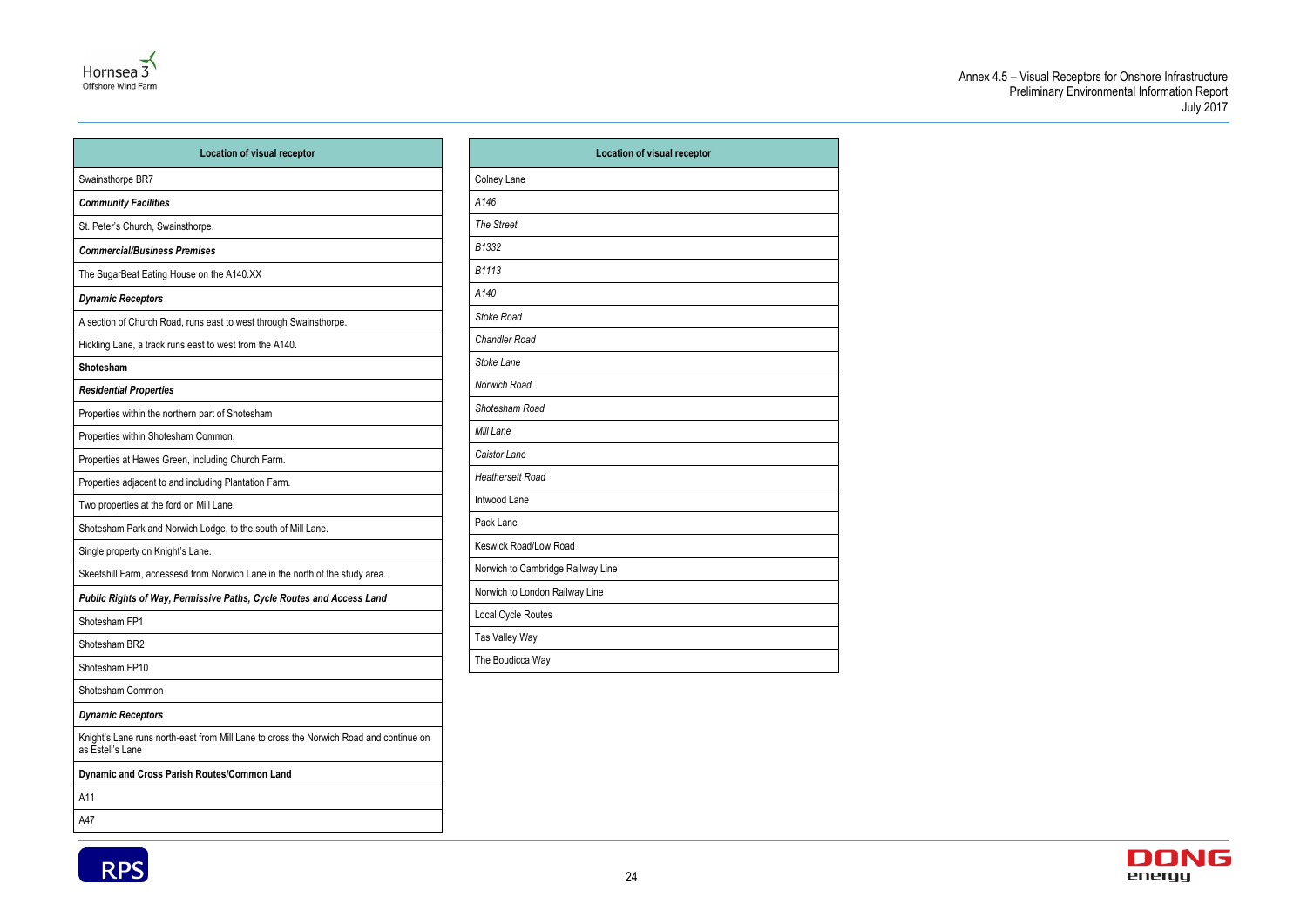| Location of visual receptor |
|---|
| Swainsthorpe BR7 |
| ***Community Facilities*** |
| St. Peter's Church, Swainsthorpe. |
| ***Commercial/Business Premises*** |
| The SugarBeat Eating House on the A140.XX |
| ***Dynamic Receptors*** |
| A section of Church Road, runs east to west through Swainsthorpe. |
| Hickling Lane, a track runs east to west from the A140. |
| **Shotesham** |
| ***Residential Properties*** |
| Properties within the northern part of Shotesham |
| Properties within Shotesham Common, |
| Properties at Hawes Green, including Church Farm. |
| Properties adjacent to and including Plantation Farm. |
| Two properties at the ford on Mill Lane. |
| Shotesham Park and Norwich Lodge, to the south of Mill Lane. |
| Single property on Knight's Lane. |
| Skeetshill Farm, accessesd from Norwich Lane in the north of the study area. |
| ***Public Rights of Way, Permissive Paths, Cycle Routes and Access Land*** |
| Shotesham FP1 |
| Shotesham BR2 |
| Shotesham FP10 |
| Shotesham Common |
| ***Dynamic Receptors*** |
| Knight's Lane runs north-east from Mill Lane to cross the Norwich Road and continue on as Estell's Lane |
| **Dynamic and Cross Parish Routes/Common Land** |
| A11 |
| A47 |

| Location of visual receptor |
|---|
| Colney Lane |
| *A146* |
| *The Street* |
| *B1332* |
| *B1113* |
| *A140* |
| *Stoke Road* |
| *Chandler Road* |
| *Stoke Lane* |
| *Norwich Road* |
| *Shotesham Road* |
| *Mill Lane* |
| *Caistor Lane* |
| *Heathersett Road* |
| Intwood Lane |
| Pack Lane |
| Keswick Road/Low Road |
| Norwich to Cambridge Railway Line |
| Norwich to London Railway Line |
| Local Cycle Routes |
| Tas Valley Way |
| The Boudicca Way |